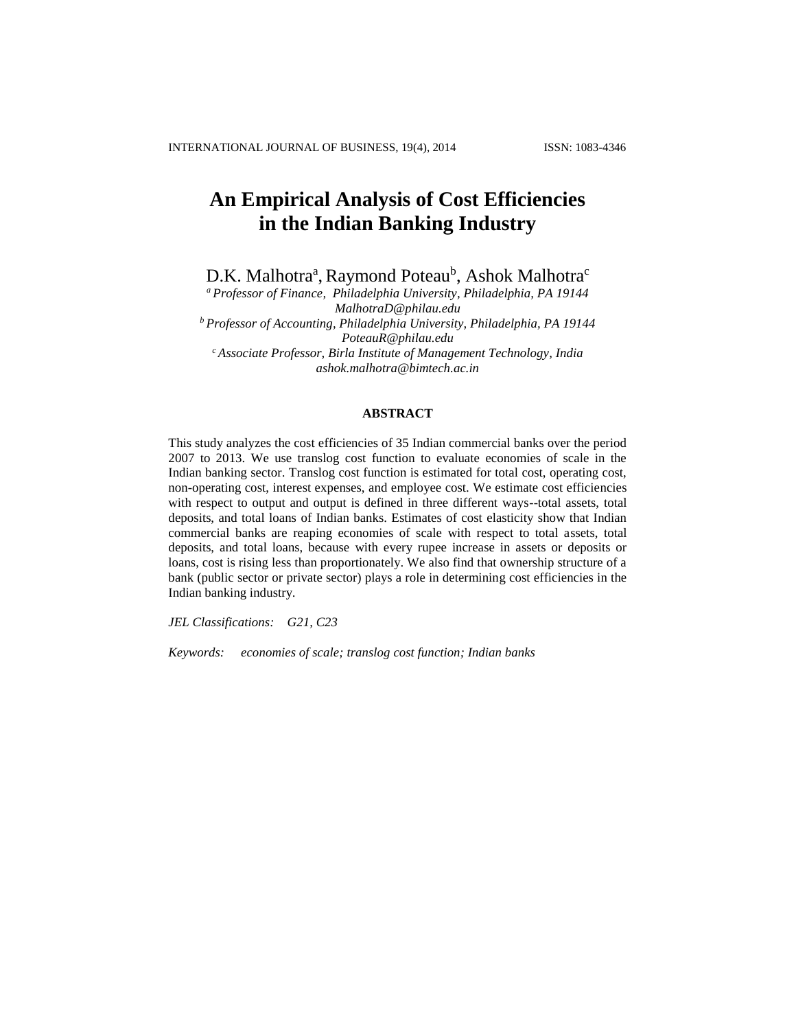# An Empirical Analysis of Cost Efficiencies in the Indian Banking Industry

D.K. Malhotra[a], Raymond Poteau[b], Ashok Malhotra[c]

[a] *Professor of Finance, Philadelphia University, Philadelphia, PA 19144*
*MalhotraD@philau.edu*

[b] *Professor of Accounting, Philadelphia University, Philadelphia, PA 19144*
*PoteauR@philau.edu*

[c] *Associate Professor, Birla Institute of Management Technology, India*
*ashok.malhotra@bimtech.ac.in*

## ABSTRACT

This study analyzes the cost efficiencies of 35 Indian commercial banks over the period 2007 to 2013. We use translog cost function to evaluate economies of scale in the Indian banking sector. Translog cost function is estimated for total cost, operating cost, non-operating cost, interest expenses, and employee cost. We estimate cost efficiencies with respect to output and output is defined in three different ways--total assets, total deposits, and total loans of Indian banks. Estimates of cost elasticity show that Indian commercial banks are reaping economies of scale with respect to total assets, total deposits, and total loans, because with every rupee increase in assets or deposits or loans, cost is rising less than proportionately. We also find that ownership structure of a bank (public sector or private sector) plays a role in determining cost efficiencies in the Indian banking industry.

*JEL Classifications:* *G21, C23*

*Keywords:* *economies of scale; translog cost function; Indian banks*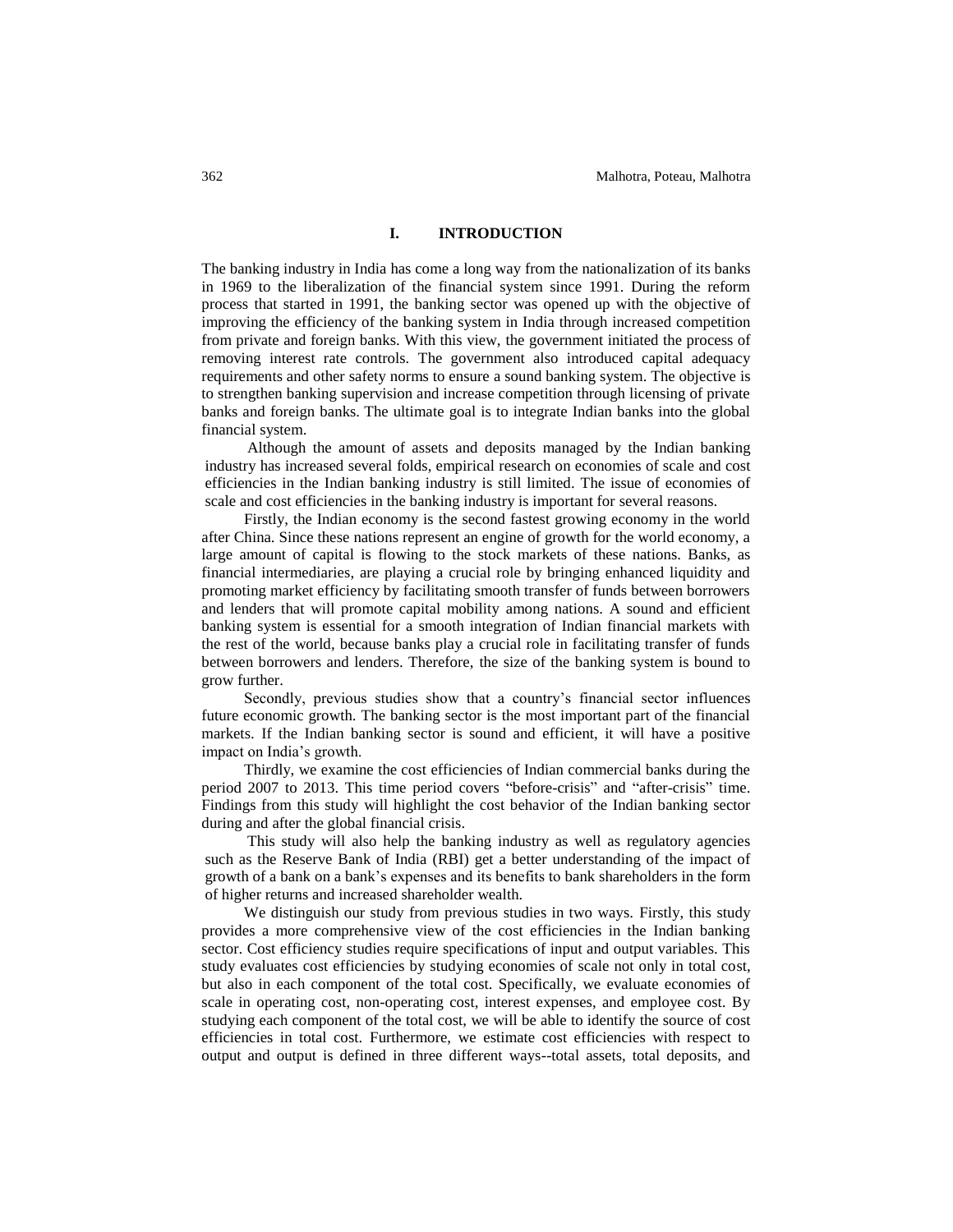# I. INTRODUCTION

The banking industry in India has come a long way from the nationalization of its banks in 1969 to the liberalization of the financial system since 1991. During the reform process that started in 1991, the banking sector was opened up with the objective of improving the efficiency of the banking system in India through increased competition from private and foreign banks. With this view, the government initiated the process of removing interest rate controls. The government also introduced capital adequacy requirements and other safety norms to ensure a sound banking system. The objective is to strengthen banking supervision and increase competition through licensing of private banks and foreign banks. The ultimate goal is to integrate Indian banks into the global financial system.

Although the amount of assets and deposits managed by the Indian banking industry has increased several folds, empirical research on economies of scale and cost efficiencies in the Indian banking industry is still limited. The issue of economies of scale and cost efficiencies in the banking industry is important for several reasons.

Firstly, the Indian economy is the second fastest growing economy in the world after China. Since these nations represent an engine of growth for the world economy, a large amount of capital is flowing to the stock markets of these nations. Banks, as financial intermediaries, are playing a crucial role by bringing enhanced liquidity and promoting market efficiency by facilitating smooth transfer of funds between borrowers and lenders that will promote capital mobility among nations. A sound and efficient banking system is essential for a smooth integration of Indian financial markets with the rest of the world, because banks play a crucial role in facilitating transfer of funds between borrowers and lenders. Therefore, the size of the banking system is bound to grow further.

Secondly, previous studies show that a country's financial sector influences future economic growth. The banking sector is the most important part of the financial markets. If the Indian banking sector is sound and efficient, it will have a positive impact on India's growth.

Thirdly, we examine the cost efficiencies of Indian commercial banks during the period 2007 to 2013. This time period covers "before-crisis" and "after-crisis" time. Findings from this study will highlight the cost behavior of the Indian banking sector during and after the global financial crisis.

This study will also help the banking industry as well as regulatory agencies such as the Reserve Bank of India (RBI) get a better understanding of the impact of growth of a bank on a bank's expenses and its benefits to bank shareholders in the form of higher returns and increased shareholder wealth.

We distinguish our study from previous studies in two ways. Firstly, this study provides a more comprehensive view of the cost efficiencies in the Indian banking sector. Cost efficiency studies require specifications of input and output variables. This study evaluates cost efficiencies by studying economies of scale not only in total cost, but also in each component of the total cost. Specifically, we evaluate economies of scale in operating cost, non-operating cost, interest expenses, and employee cost. By studying each component of the total cost, we will be able to identify the source of cost efficiencies in total cost. Furthermore, we estimate cost efficiencies with respect to output and output is defined in three different ways--total assets, total deposits, and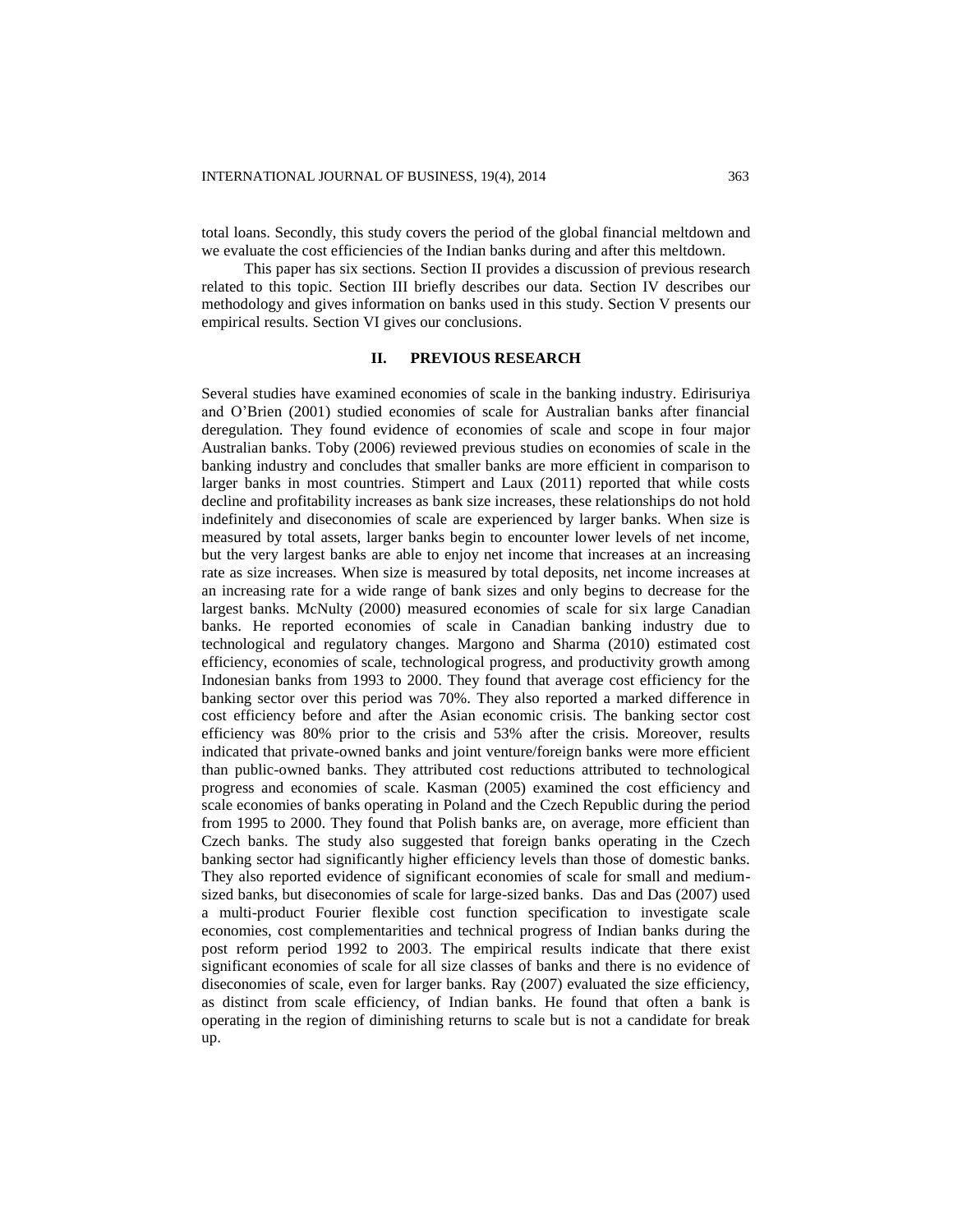total loans. Secondly, this study covers the period of the global financial meltdown and we evaluate the cost efficiencies of the Indian banks during and after this meltdown.

This paper has six sections. Section II provides a discussion of previous research related to this topic. Section III briefly describes our data. Section IV describes our methodology and gives information on banks used in this study. Section V presents our empirical results. Section VI gives our conclusions.

## II. PREVIOUS RESEARCH

Several studies have examined economies of scale in the banking industry. Edirisuriya and O'Brien (2001) studied economies of scale for Australian banks after financial deregulation. They found evidence of economies of scale and scope in four major Australian banks. Toby (2006) reviewed previous studies on economies of scale in the banking industry and concludes that smaller banks are more efficient in comparison to larger banks in most countries. Stimpert and Laux (2011) reported that while costs decline and profitability increases as bank size increases, these relationships do not hold indefinitely and diseconomies of scale are experienced by larger banks. When size is measured by total assets, larger banks begin to encounter lower levels of net income, but the very largest banks are able to enjoy net income that increases at an increasing rate as size increases. When size is measured by total deposits, net income increases at an increasing rate for a wide range of bank sizes and only begins to decrease for the largest banks. McNulty (2000) measured economies of scale for six large Canadian banks. He reported economies of scale in Canadian banking industry due to technological and regulatory changes. Margono and Sharma (2010) estimated cost efficiency, economies of scale, technological progress, and productivity growth among Indonesian banks from 1993 to 2000. They found that average cost efficiency for the banking sector over this period was 70%. They also reported a marked difference in cost efficiency before and after the Asian economic crisis. The banking sector cost efficiency was 80% prior to the crisis and 53% after the crisis. Moreover, results indicated that private-owned banks and joint venture/foreign banks were more efficient than public-owned banks. They attributed cost reductions attributed to technological progress and economies of scale. Kasman (2005) examined the cost efficiency and scale economies of banks operating in Poland and the Czech Republic during the period from 1995 to 2000. They found that Polish banks are, on average, more efficient than Czech banks. The study also suggested that foreign banks operating in the Czech banking sector had significantly higher efficiency levels than those of domestic banks. They also reported evidence of significant economies of scale for small and medium-sized banks, but diseconomies of scale for large-sized banks. Das and Das (2007) used a multi-product Fourier flexible cost function specification to investigate scale economies, cost complementarities and technical progress of Indian banks during the post reform period 1992 to 2003. The empirical results indicate that there exist significant economies of scale for all size classes of banks and there is no evidence of diseconomies of scale, even for larger banks. Ray (2007) evaluated the size efficiency, as distinct from scale efficiency, of Indian banks. He found that often a bank is operating in the region of diminishing returns to scale but is not a candidate for break up.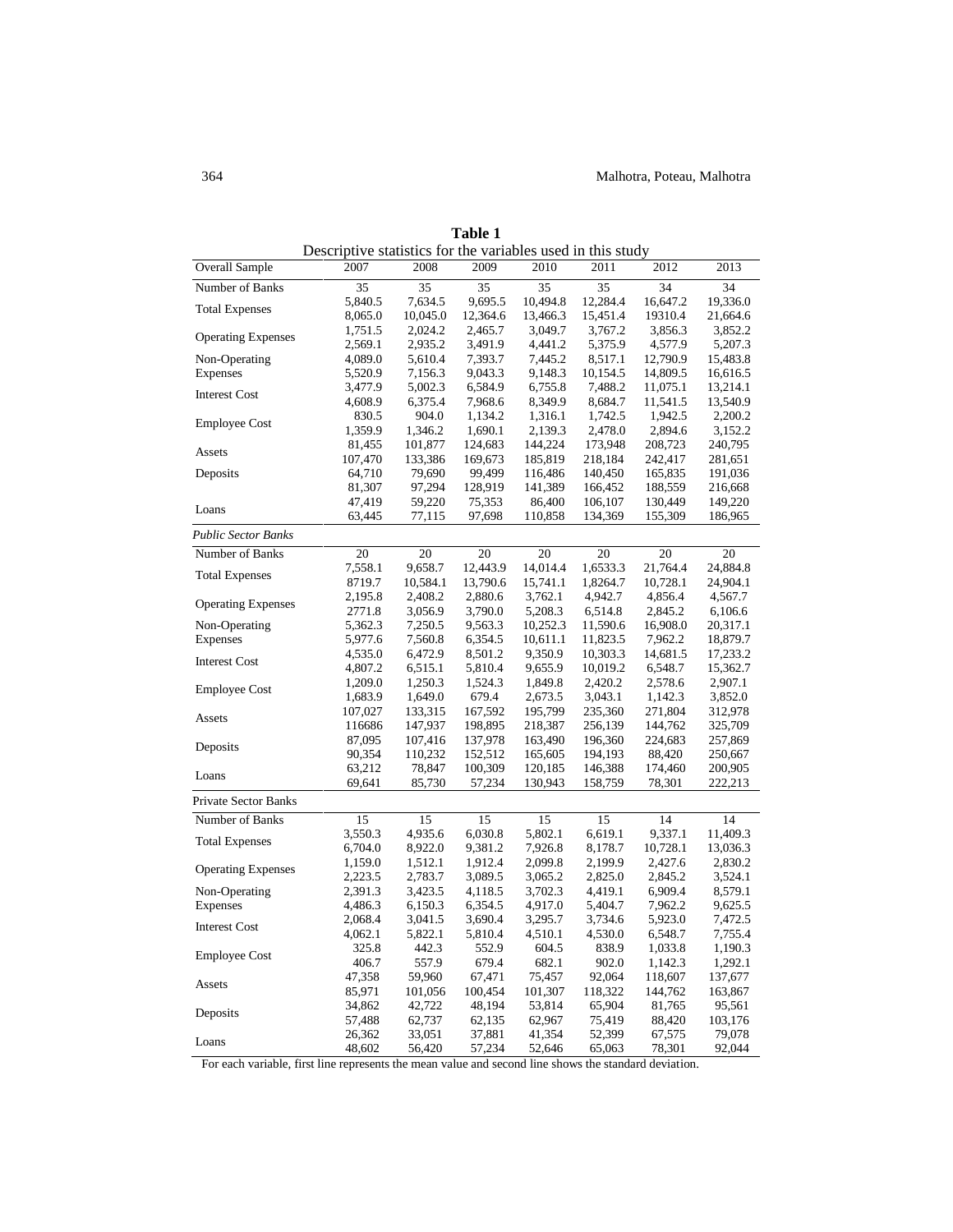**Table 1**

Descriptive statistics for the variables used in this study

| Overall Sample | 2007 | 2008 | 2009 | 2010 | 2011 | 2012 | 2013 |
|---|---|---|---|---|---|---|---|
| Number of Banks | 35 | 35 | 35 | 35 | 35 | 34 | 34 |
| Total Expenses | 5,840.5 | 7,634.5 | 9,695.5 | 10,494.8 | 12,284.4 | 16,647.2 | 19,336.0 |
| | 8,065.0 | 10,045.0 | 12,364.6 | 13,466.3 | 15,451.4 | 19310.4 | 21,664.6 |
| Operating Expenses | 1,751.5 | 2,024.2 | 2,465.7 | 3,049.7 | 3,767.2 | 3,856.3 | 3,852.2 |
| | 2,569.1 | 2,935.2 | 3,491.9 | 4,441.2 | 5,375.9 | 4,577.9 | 5,207.3 |
| Non-Operating Expenses | 4,089.0 | 5,610.4 | 7,393.7 | 7,445.2 | 8,517.1 | 12,790.9 | 15,483.8 |
| | 5,520.9 | 7,156.3 | 9,043.3 | 9,148.3 | 10,154.5 | 14,809.5 | 16,616.5 |
| Interest Cost | 3,477.9 | 5,002.3 | 6,584.9 | 6,755.8 | 7,488.2 | 11,075.1 | 13,214.1 |
| | 4,608.9 | 6,375.4 | 7,968.6 | 8,349.9 | 8,684.7 | 11,541.5 | 13,540.9 |
| Employee Cost | 830.5 | 904.0 | 1,134.2 | 1,316.1 | 1,742.5 | 1,942.5 | 2,200.2 |
| | 1,359.9 | 1,346.2 | 1,690.1 | 2,139.3 | 2,478.0 | 2,894.6 | 3,152.2 |
| Assets | 81,455 | 101,877 | 124,683 | 144,224 | 173,948 | 208,723 | 240,795 |
| | 107,470 | 133,386 | 169,673 | 185,819 | 218,184 | 242,417 | 281,651 |
| Deposits | 64,710 | 79,690 | 99,499 | 116,486 | 140,450 | 165,835 | 191,036 |
| | 81,307 | 97,294 | 128,919 | 141,389 | 166,452 | 188,559 | 216,668 |
| Loans | 47,419 | 59,220 | 75,353 | 86,400 | 106,107 | 130,449 | 149,220 |
| | 63,445 | 77,115 | 97,698 | 110,858 | 134,369 | 155,309 | 186,965 |
| *Public Sector Banks* | | | | | | | |
| Number of Banks | 20 | 20 | 20 | 20 | 20 | 20 | 20 |
| Total Expenses | 7,558.1 | 9,658.7 | 12,443.9 | 14,014.4 | 1,6533.3 | 21,764.4 | 24,884.8 |
| | 8719.7 | 10,584.1 | 13,790.6 | 15,741.1 | 1,8264.7 | 10,728.1 | 24,904.1 |
| Operating Expenses | 2,195.8 | 2,408.2 | 2,880.6 | 3,762.1 | 4,942.7 | 4,856.4 | 4,567.7 |
| | 2771.8 | 3,056.9 | 3,790.0 | 5,208.3 | 6,514.8 | 2,845.2 | 6,106.6 |
| Non-Operating Expenses | 5,362.3 | 7,250.5 | 9,563.3 | 10,252.3 | 11,590.6 | 16,908.0 | 20,317.1 |
| | 5,977.6 | 7,560.8 | 6,354.5 | 10,611.1 | 11,823.5 | 7,962.2 | 18,879.7 |
| Interest Cost | 4,535.0 | 6,472.9 | 8,501.2 | 9,350.9 | 10,303.3 | 14,681.5 | 17,233.2 |
| | 4,807.2 | 6,515.1 | 5,810.4 | 9,655.9 | 10,019.2 | 6,548.7 | 15,362.7 |
| Employee Cost | 1,209.0 | 1,250.3 | 1,524.3 | 1,849.8 | 2,420.2 | 2,578.6 | 2,907.1 |
| | 1,683.9 | 1,649.0 | 679.4 | 2,673.5 | 3,043.1 | 1,142.3 | 3,852.0 |
| Assets | 107,027 | 133,315 | 167,592 | 195,799 | 235,360 | 271,804 | 312,978 |
| | 116686 | 147,937 | 198,895 | 218,387 | 256,139 | 144,762 | 325,709 |
| Deposits | 87,095 | 107,416 | 137,978 | 163,490 | 196,360 | 224,683 | 257,869 |
| | 90,354 | 110,232 | 152,512 | 165,605 | 194,193 | 88,420 | 250,667 |
| Loans | 63,212 | 78,847 | 100,309 | 120,185 | 146,388 | 174,460 | 200,905 |
| | 69,641 | 85,730 | 57,234 | 130,943 | 158,759 | 78,301 | 222,213 |
| Private Sector Banks | | | | | | | |
| Number of Banks | 15 | 15 | 15 | 15 | 15 | 14 | 14 |
| Total Expenses | 3,550.3 | 4,935.6 | 6,030.8 | 5,802.1 | 6,619.1 | 9,337.1 | 11,409.3 |
| | 6,704.0 | 8,922.0 | 9,381.2 | 7,926.8 | 8,178.7 | 10,728.1 | 13,036.3 |
| Operating Expenses | 1,159.0 | 1,512.1 | 1,912.4 | 2,099.8 | 2,199.9 | 2,427.6 | 2,830.2 |
| | 2,223.5 | 2,783.7 | 3,089.5 | 3,065.2 | 2,825.0 | 2,845.2 | 3,524.1 |
| Non-Operating Expenses | 2,391.3 | 3,423.5 | 4,118.5 | 3,702.3 | 4,419.1 | 6,909.4 | 8,579.1 |
| | 4,486.3 | 6,150.3 | 6,354.5 | 4,917.0 | 5,404.7 | 7,962.2 | 9,625.5 |
| Interest Cost | 2,068.4 | 3,041.5 | 3,690.4 | 3,295.7 | 3,734.6 | 5,923.0 | 7,472.5 |
| | 4,062.1 | 5,822.1 | 5,810.4 | 4,510.1 | 4,530.0 | 6,548.7 | 7,755.4 |
| Employee Cost | 325.8 | 442.3 | 552.9 | 604.5 | 838.9 | 1,033.8 | 1,190.3 |
| | 406.7 | 557.9 | 679.4 | 682.1 | 902.0 | 1,142.3 | 1,292.1 |
| Assets | 47,358 | 59,960 | 67,471 | 75,457 | 92,064 | 118,607 | 137,677 |
| | 85,971 | 101,056 | 100,454 | 101,307 | 118,322 | 144,762 | 163,867 |
| Deposits | 34,862 | 42,722 | 48,194 | 53,814 | 65,904 | 81,765 | 95,561 |
| | 57,488 | 62,737 | 62,135 | 62,967 | 75,419 | 88,420 | 103,176 |
| Loans | 26,362 | 33,051 | 37,881 | 41,354 | 52,399 | 67,575 | 79,078 |
| | 48,602 | 56,420 | 57,234 | 52,646 | 65,063 | 78,301 | 92,044 |

For each variable, first line represents the mean value and second line shows the standard deviation.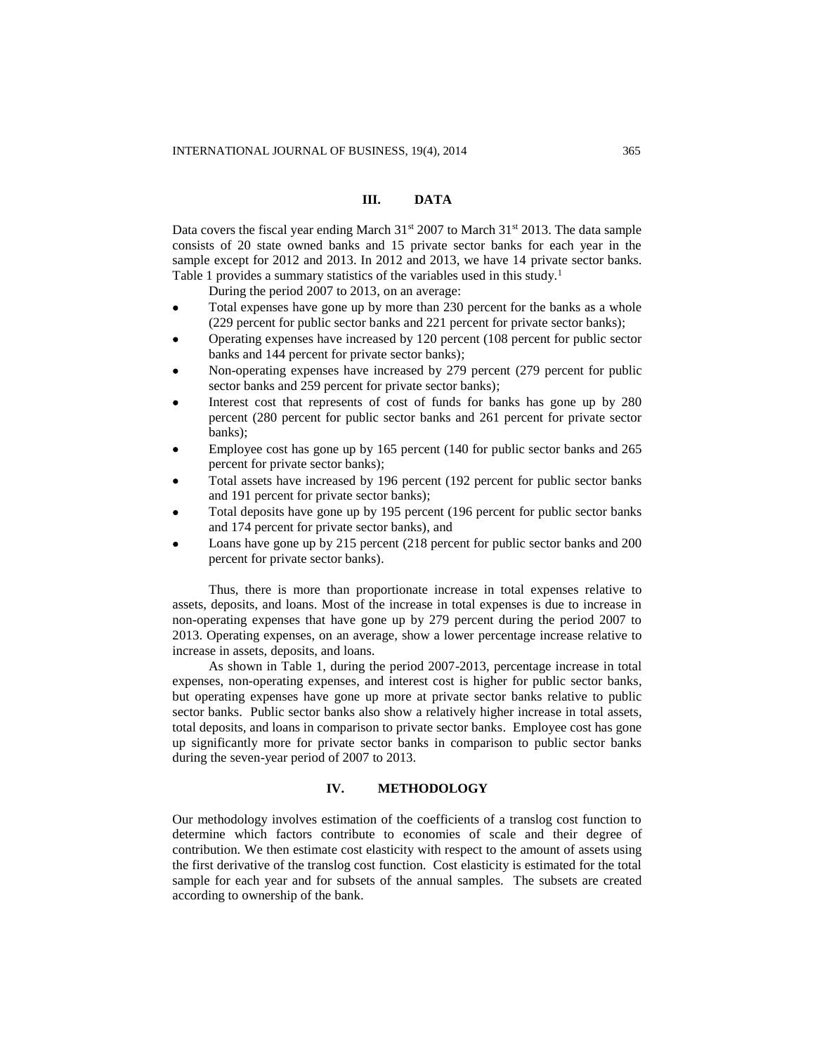## III. DATA

Data covers the fiscal year ending March 31st 2007 to March 31st 2013. The data sample consists of 20 state owned banks and 15 private sector banks for each year in the sample except for 2012 and 2013. In 2012 and 2013, we have 14 private sector banks. Table 1 provides a summary statistics of the variables used in this study.[1]

During the period 2007 to 2013, on an average:

- Total expenses have gone up by more than 230 percent for the banks as a whole (229 percent for public sector banks and 221 percent for private sector banks);
- Operating expenses have increased by 120 percent (108 percent for public sector banks and 144 percent for private sector banks);
- Non-operating expenses have increased by 279 percent (279 percent for public sector banks and 259 percent for private sector banks);
- Interest cost that represents of cost of funds for banks has gone up by 280 percent (280 percent for public sector banks and 261 percent for private sector banks);
- Employee cost has gone up by 165 percent (140 for public sector banks and 265 percent for private sector banks);
- Total assets have increased by 196 percent (192 percent for public sector banks and 191 percent for private sector banks);
- Total deposits have gone up by 195 percent (196 percent for public sector banks and 174 percent for private sector banks), and
- Loans have gone up by 215 percent (218 percent for public sector banks and 200 percent for private sector banks).

Thus, there is more than proportionate increase in total expenses relative to assets, deposits, and loans. Most of the increase in total expenses is due to increase in non-operating expenses that have gone up by 279 percent during the period 2007 to 2013. Operating expenses, on an average, show a lower percentage increase relative to increase in assets, deposits, and loans.

As shown in Table 1, during the period 2007-2013, percentage increase in total expenses, non-operating expenses, and interest cost is higher for public sector banks, but operating expenses have gone up more at private sector banks relative to public sector banks. Public sector banks also show a relatively higher increase in total assets, total deposits, and loans in comparison to private sector banks. Employee cost has gone up significantly more for private sector banks in comparison to public sector banks during the seven-year period of 2007 to 2013.

## IV. METHODOLOGY

Our methodology involves estimation of the coefficients of a translog cost function to determine which factors contribute to economies of scale and their degree of contribution. We then estimate cost elasticity with respect to the amount of assets using the first derivative of the translog cost function. Cost elasticity is estimated for the total sample for each year and for subsets of the annual samples. The subsets are created according to ownership of the bank.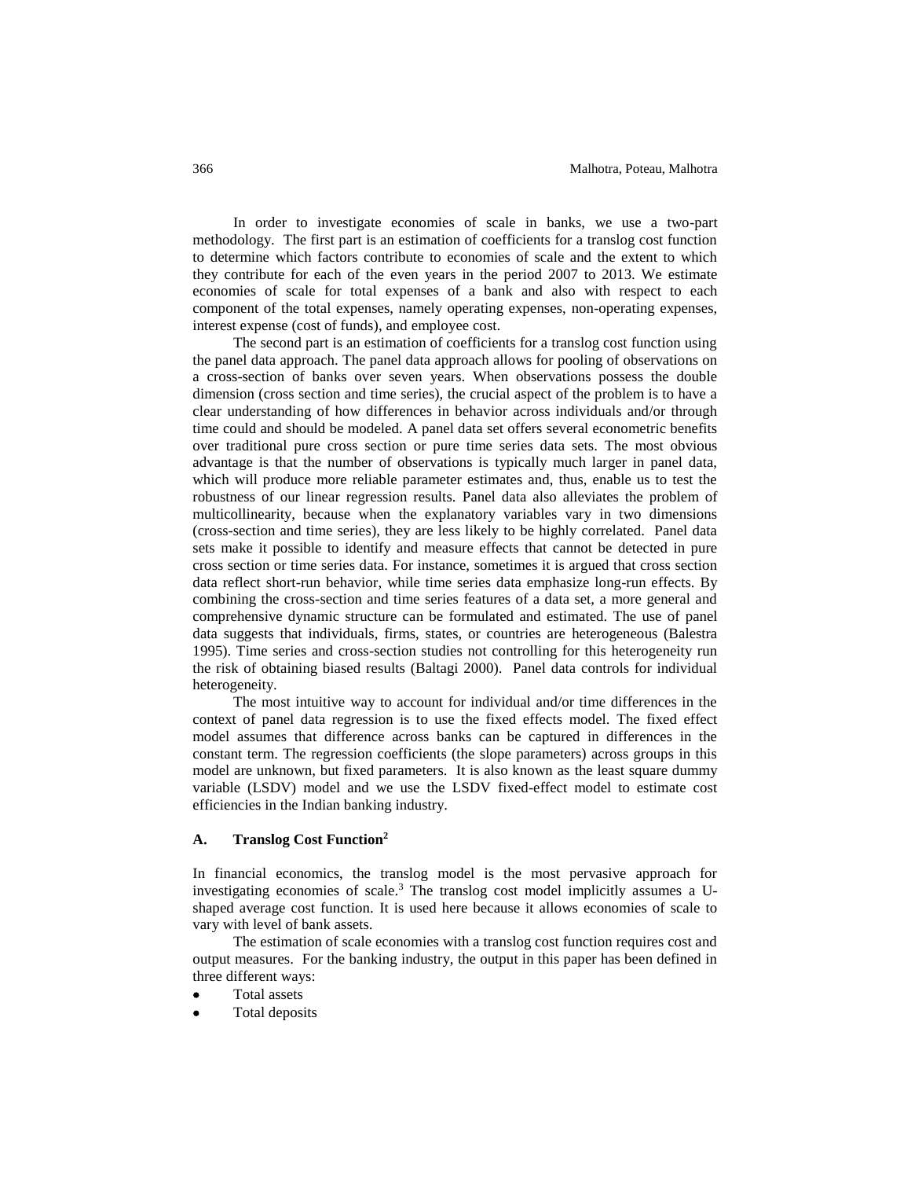In order to investigate economies of scale in banks, we use a two-part methodology. The first part is an estimation of coefficients for a translog cost function to determine which factors contribute to economies of scale and the extent to which they contribute for each of the even years in the period 2007 to 2013. We estimate economies of scale for total expenses of a bank and also with respect to each component of the total expenses, namely operating expenses, non-operating expenses, interest expense (cost of funds), and employee cost.

The second part is an estimation of coefficients for a translog cost function using the panel data approach. The panel data approach allows for pooling of observations on a cross-section of banks over seven years. When observations possess the double dimension (cross section and time series), the crucial aspect of the problem is to have a clear understanding of how differences in behavior across individuals and/or through time could and should be modeled. A panel data set offers several econometric benefits over traditional pure cross section or pure time series data sets. The most obvious advantage is that the number of observations is typically much larger in panel data, which will produce more reliable parameter estimates and, thus, enable us to test the robustness of our linear regression results. Panel data also alleviates the problem of multicollinearity, because when the explanatory variables vary in two dimensions (cross-section and time series), they are less likely to be highly correlated. Panel data sets make it possible to identify and measure effects that cannot be detected in pure cross section or time series data. For instance, sometimes it is argued that cross section data reflect short-run behavior, while time series data emphasize long-run effects. By combining the cross-section and time series features of a data set, a more general and comprehensive dynamic structure can be formulated and estimated. The use of panel data suggests that individuals, firms, states, or countries are heterogeneous (Balestra 1995). Time series and cross-section studies not controlling for this heterogeneity run the risk of obtaining biased results (Baltagi 2000). Panel data controls for individual heterogeneity.

The most intuitive way to account for individual and/or time differences in the context of panel data regression is to use the fixed effects model. The fixed effect model assumes that difference across banks can be captured in differences in the constant term. The regression coefficients (the slope parameters) across groups in this model are unknown, but fixed parameters. It is also known as the least square dummy variable (LSDV) model and we use the LSDV fixed-effect model to estimate cost efficiencies in the Indian banking industry.

### A. Translog Cost Function[2]

In financial economics, the translog model is the most pervasive approach for investigating economies of scale.[3] The translog cost model implicitly assumes a U-shaped average cost function. It is used here because it allows economies of scale to vary with level of bank assets.

The estimation of scale economies with a translog cost function requires cost and output measures. For the banking industry, the output in this paper has been defined in three different ways:

- Total assets
- Total deposits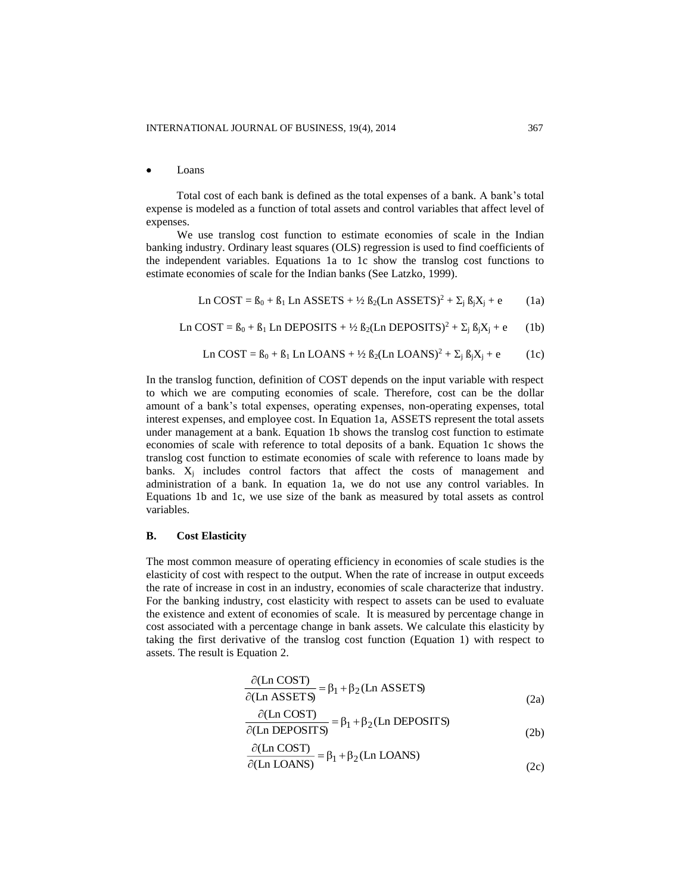- Loans

Total cost of each bank is defined as the total expenses of a bank. A bank's total expense is modeled as a function of total assets and control variables that affect level of expenses.

We use translog cost function to estimate economies of scale in the Indian banking industry. Ordinary least squares (OLS) regression is used to find coefficients of the independent variables. Equations 1a to 1c show the translog cost functions to estimate economies of scale for the Indian banks (See Latzko, 1999).

$$\text{Ln COST} = ß_0 + ß_1 \text{ Ln ASSETS} + ½\, ß_2(\text{Ln ASSETS})^2 + \Sigma_j\, ß_j X_j + e \qquad (1a)$$

$$\text{Ln COST} = ß_0 + ß_1 \text{ Ln DEPOSITS} + ½\, ß_2(\text{Ln DEPOSITS})^2 + \Sigma_j\, ß_j X_j + e \qquad (1b)$$

$$\text{Ln COST} = ß_0 + ß_1 \text{ Ln LOANS} + ½\, ß_2(\text{Ln LOANS})^2 + \Sigma_j\, ß_j X_j + e \qquad (1c)$$

In the translog function, definition of COST depends on the input variable with respect to which we are computing economies of scale. Therefore, cost can be the dollar amount of a bank's total expenses, operating expenses, non-operating expenses, total interest expenses, and employee cost. In Equation 1a, ASSETS represent the total assets under management at a bank. Equation 1b shows the translog cost function to estimate economies of scale with reference to total deposits of a bank. Equation 1c shows the translog cost function to estimate economies of scale with reference to loans made by banks. $X_j$ includes control factors that affect the costs of management and administration of a bank. In equation 1a, we do not use any control variables. In Equations 1b and 1c, we use size of the bank as measured by total assets as control variables.

## B. Cost Elasticity

The most common measure of operating efficiency in economies of scale studies is the elasticity of cost with respect to the output. When the rate of increase in output exceeds the rate of increase in cost in an industry, economies of scale characterize that industry. For the banking industry, cost elasticity with respect to assets can be used to evaluate the existence and extent of economies of scale. It is measured by percentage change in cost associated with a percentage change in bank assets. We calculate this elasticity by taking the first derivative of the translog cost function (Equation 1) with respect to assets. The result is Equation 2.

$$\frac{\partial(\text{Ln COST})}{\partial(\text{Ln ASSETS})} = \beta_1 + \beta_2(\text{Ln ASSETS}) \qquad (2a)$$

$$\frac{\partial(\text{Ln COST})}{\partial(\text{Ln DEPOSITS})} = \beta_1 + \beta_2(\text{Ln DEPOSITS}) \qquad (2b)$$

$$\frac{\partial(\text{Ln COST})}{\partial(\text{Ln LOANS})} = \beta_1 + \beta_2(\text{Ln LOANS}) \qquad (2c)$$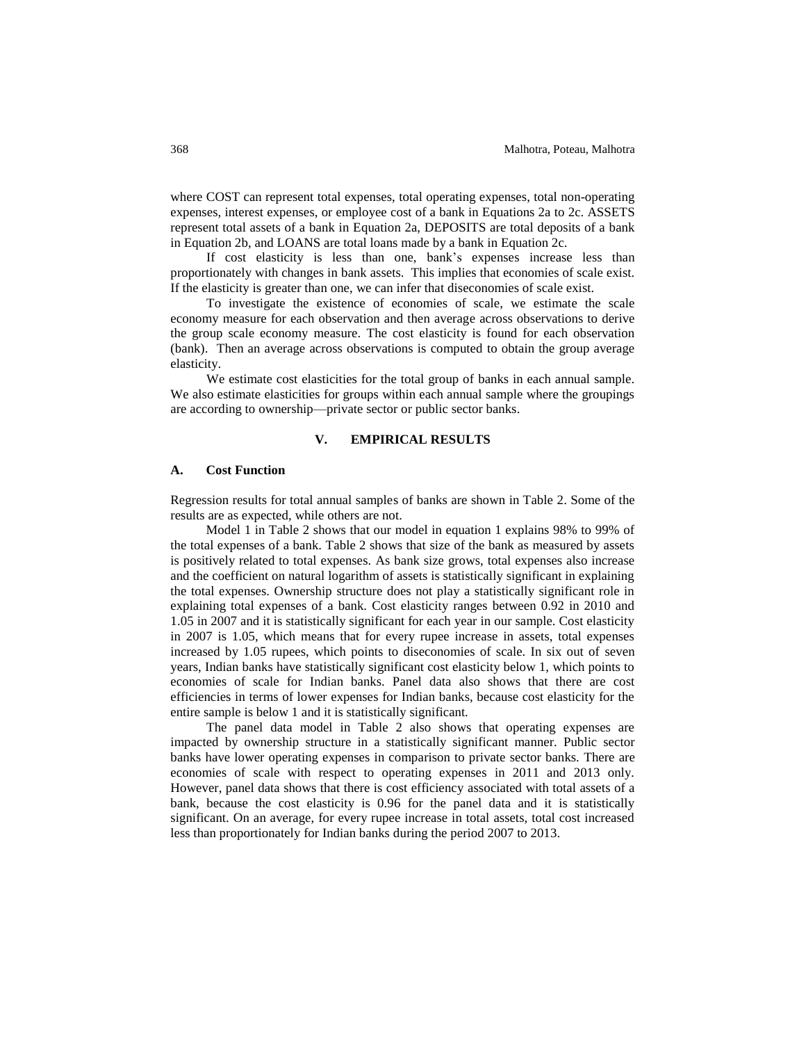where COST can represent total expenses, total operating expenses, total non-operating expenses, interest expenses, or employee cost of a bank in Equations 2a to 2c. ASSETS represent total assets of a bank in Equation 2a, DEPOSITS are total deposits of a bank in Equation 2b, and LOANS are total loans made by a bank in Equation 2c.

If cost elasticity is less than one, bank's expenses increase less than proportionately with changes in bank assets. This implies that economies of scale exist. If the elasticity is greater than one, we can infer that diseconomies of scale exist.

To investigate the existence of economies of scale, we estimate the scale economy measure for each observation and then average across observations to derive the group scale economy measure. The cost elasticity is found for each observation (bank). Then an average across observations is computed to obtain the group average elasticity.

We estimate cost elasticities for the total group of banks in each annual sample. We also estimate elasticities for groups within each annual sample where the groupings are according to ownership—private sector or public sector banks.

## V. EMPIRICAL RESULTS

### A. Cost Function

Regression results for total annual samples of banks are shown in Table 2. Some of the results are as expected, while others are not.

Model 1 in Table 2 shows that our model in equation 1 explains 98% to 99% of the total expenses of a bank. Table 2 shows that size of the bank as measured by assets is positively related to total expenses. As bank size grows, total expenses also increase and the coefficient on natural logarithm of assets is statistically significant in explaining the total expenses. Ownership structure does not play a statistically significant role in explaining total expenses of a bank. Cost elasticity ranges between 0.92 in 2010 and 1.05 in 2007 and it is statistically significant for each year in our sample. Cost elasticity in 2007 is 1.05, which means that for every rupee increase in assets, total expenses increased by 1.05 rupees, which points to diseconomies of scale. In six out of seven years, Indian banks have statistically significant cost elasticity below 1, which points to economies of scale for Indian banks. Panel data also shows that there are cost efficiencies in terms of lower expenses for Indian banks, because cost elasticity for the entire sample is below 1 and it is statistically significant.

The panel data model in Table 2 also shows that operating expenses are impacted by ownership structure in a statistically significant manner. Public sector banks have lower operating expenses in comparison to private sector banks. There are economies of scale with respect to operating expenses in 2011 and 2013 only. However, panel data shows that there is cost efficiency associated with total assets of a bank, because the cost elasticity is 0.96 for the panel data and it is statistically significant. On an average, for every rupee increase in total assets, total cost increased less than proportionately for Indian banks during the period 2007 to 2013.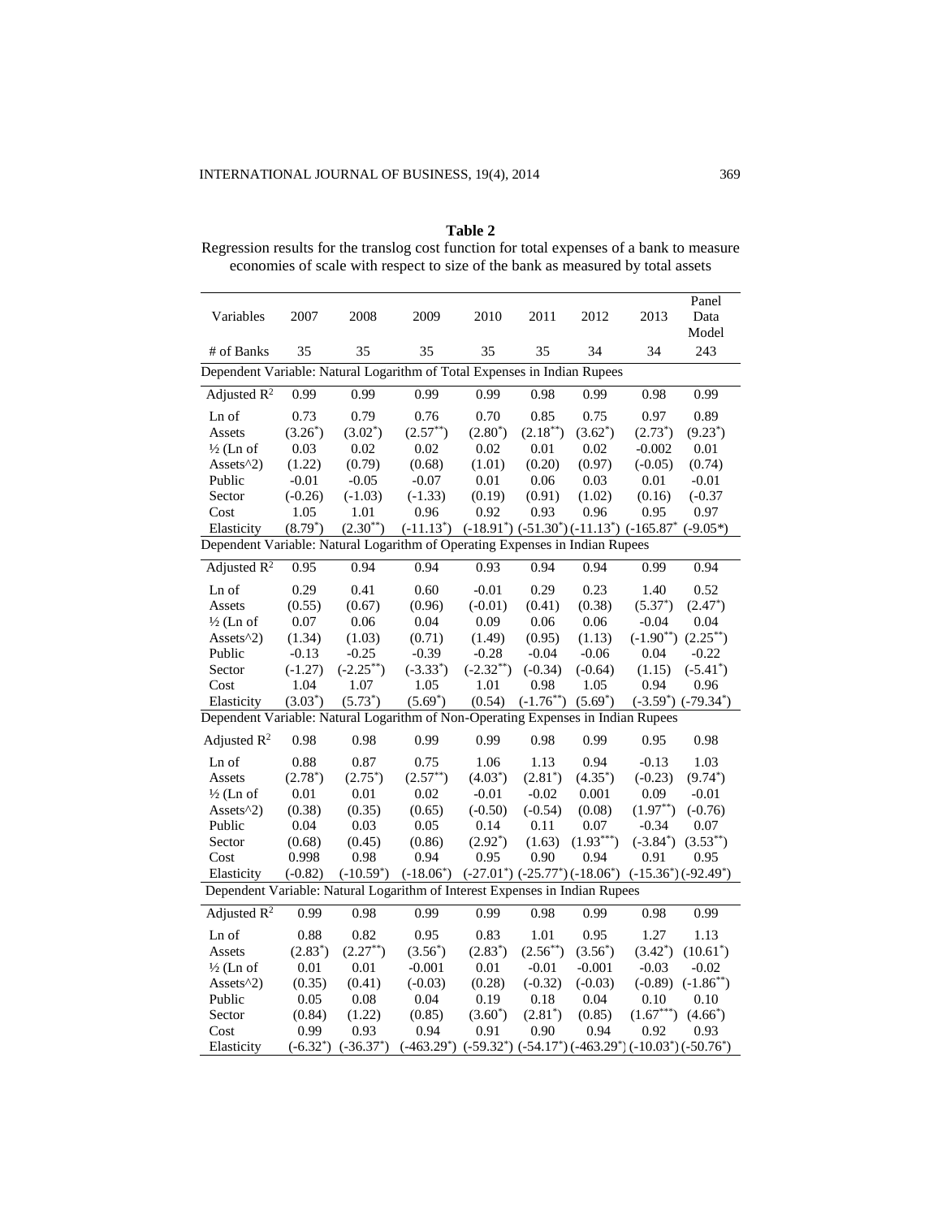**Table 2**

Regression results for the translog cost function for total expenses of a bank to measure economies of scale with respect to size of the bank as measured by total assets

| Variables | 2007 | 2008 | 2009 | 2010 | 2011 | 2012 | 2013 | Panel Data Model |
|---|---|---|---|---|---|---|---|---|
| # of Banks | 35 | 35 | 35 | 35 | 35 | 34 | 34 | 243 |
| **Dependent Variable: Natural Logarithm of Total Expenses in Indian Rupees** | | | | | | | | |
| Adjusted $R^2$ | 0.99 | 0.99 | 0.99 | 0.99 | 0.98 | 0.99 | 0.98 | 0.99 |
| Ln of Assets | 0.73 $(3.26^{*})$ | 0.79 $(3.02^{*})$ | 0.76 $(2.57^{**})$ | 0.70 $(2.80^{*})$ | 0.85 $(2.18^{**})$ | 0.75 $(3.62^{*})$ | 0.97 $(2.73^{*})$ | 0.89 $(9.23^{*})$ |
| ½ (Ln of Assets^2) | 0.03 (1.22) | 0.02 (0.79) | 0.02 (0.68) | 0.02 (1.01) | 0.01 (0.20) | 0.02 (0.97) | -0.002 (-0.05) | 0.01 (0.74) |
| Public Sector | -0.01 (-0.26) | -0.05 (-1.03) | -0.07 (-1.33) | 0.01 (0.19) | 0.06 (0.91) | 0.03 (1.02) | 0.01 (0.16) | -0.01 (-0.37 |
| Cost Elasticity | 1.05 $(8.79^{*})$ | 1.01 $(2.30^{**})$ | 0.96 $(-11.13^{*})$ | 0.92 $(-18.91^{*})$ | 0.93 $(-51.30^{*})$ | 0.96 $(-11.13^{*})$ | 0.95 $(-165.87^{*}$ | 0.97 $(-9.05^{*})$ |
| **Dependent Variable: Natural Logarithm of Operating Expenses in Indian Rupees** | | | | | | | | |
| Adjusted $R^2$ | 0.95 | 0.94 | 0.94 | 0.93 | 0.94 | 0.94 | 0.99 | 0.94 |
| Ln of Assets | 0.29 (0.55) | 0.41 (0.67) | 0.60 (0.96) | -0.01 (-0.01) | 0.29 (0.41) | 0.23 (0.38) | 1.40 $(5.37^{*})$ | 0.52 $(2.47^{*})$ |
| ½ (Ln of Assets^2) | 0.07 (1.34) | 0.06 (1.03) | 0.04 (0.71) | 0.09 (1.49) | 0.06 (0.95) | 0.06 (1.13) | -0.04 $(-1.90^{**})$ | 0.04 $(2.25^{**})$ |
| Public Sector | -0.13 (-1.27) | -0.25 $(-2.25^{**})$ | -0.39 $(-3.33^{*})$ | -0.28 $(-2.32^{**})$ | -0.04 (-0.34) | -0.06 (-0.64) | 0.04 (1.15) | -0.22 $(-5.41^{*})$ |
| Cost Elasticity | 1.04 $(3.03^{*})$ | 1.07 $(5.73^{*})$ | 1.05 $(5.69^{*})$ | 1.01 (0.54) | 0.98 $(-1.76^{**})$ | 1.05 $(5.69^{*})$ | 0.94 $(-3.59^{*})$ | 0.96 $(-79.34^{*})$ |
| **Dependent Variable: Natural Logarithm of Non-Operating Expenses in Indian Rupees** | | | | | | | | |
| Adjusted $R^2$ | 0.98 | 0.98 | 0.99 | 0.99 | 0.98 | 0.99 | 0.95 | 0.98 |
| Ln of Assets | 0.88 $(2.78^{*})$ | 0.87 $(2.75^{*})$ | 0.75 $(2.57^{**})$ | 1.06 $(4.03^{*})$ | 1.13 $(2.81^{*})$ | 0.94 $(4.35^{*})$ | -0.13 (-0.23) | 1.03 $(9.74^{*})$ |
| ½ (Ln of Assets^2) | 0.01 (0.38) | 0.01 (0.35) | 0.02 (0.65) | -0.01 (-0.50) | -0.02 (-0.54) | 0.001 (0.08) | 0.09 $(1.97^{**})$ | -0.01 (-0.76) |
| Public Sector | 0.04 (0.68) | 0.03 (0.45) | 0.05 (0.86) | 0.14 $(2.92^{*})$ | 0.11 (1.63) | 0.07 $(1.93^{***})$ | -0.34 $(-3.84^{*})$ | 0.07 $(3.53^{**})$ |
| Cost Elasticity | 0.998 (-0.82) | 0.98 $(-10.59^{*})$ | 0.94 $(-18.06^{*})$ | 0.95 $(-27.01^{*})$ | 0.90 $(-25.77^{*})$ | 0.94 $(-18.06^{*})$ | 0.91 $(-15.36^{*})$ | 0.95 $(-92.49^{*})$ |
| **Dependent Variable: Natural Logarithm of Interest Expenses in Indian Rupees** | | | | | | | | |
| Adjusted $R^2$ | 0.99 | 0.98 | 0.99 | 0.99 | 0.98 | 0.99 | 0.98 | 0.99 |
| Ln of Assets | 0.88 $(2.83^{*})$ | 0.82 $(2.27^{**})$ | 0.95 $(3.56^{*})$ | 0.83 $(2.83^{*})$ | 1.01 $(2.56^{**})$ | 0.95 $(3.56^{*})$ | 1.27 $(3.42^{*})$ | 1.13 $(10.61^{*})$ |
| ½ (Ln of Assets^2) | 0.01 (0.35) | 0.01 (0.41) | -0.001 (-0.03) | 0.01 (0.28) | -0.01 (-0.32) | -0.001 (-0.03) | -0.03 (-0.89) | -0.02 $(-1.86^{**})$ |
| Public Sector | 0.05 (0.84) | 0.08 (1.22) | 0.04 (0.85) | 0.19 $(3.60^{*})$ | 0.18 $(2.81^{*})$ | 0.04 (0.85) | 0.10 $(1.67^{***})$ | 0.10 $(4.66^{*})$ |
| Cost Elasticity | 0.99 $(-6.32^{*})$ | 0.93 $(-36.37^{*})$ | 0.94 $(-463.29^{*})$ | 0.91 $(-59.32^{*})$ | 0.90 $(-54.17^{*})$ | 0.94 $(-463.29^{*})$ | 0.92 $(-10.03^{*})$ | 0.93 $(-50.76^{*})$ |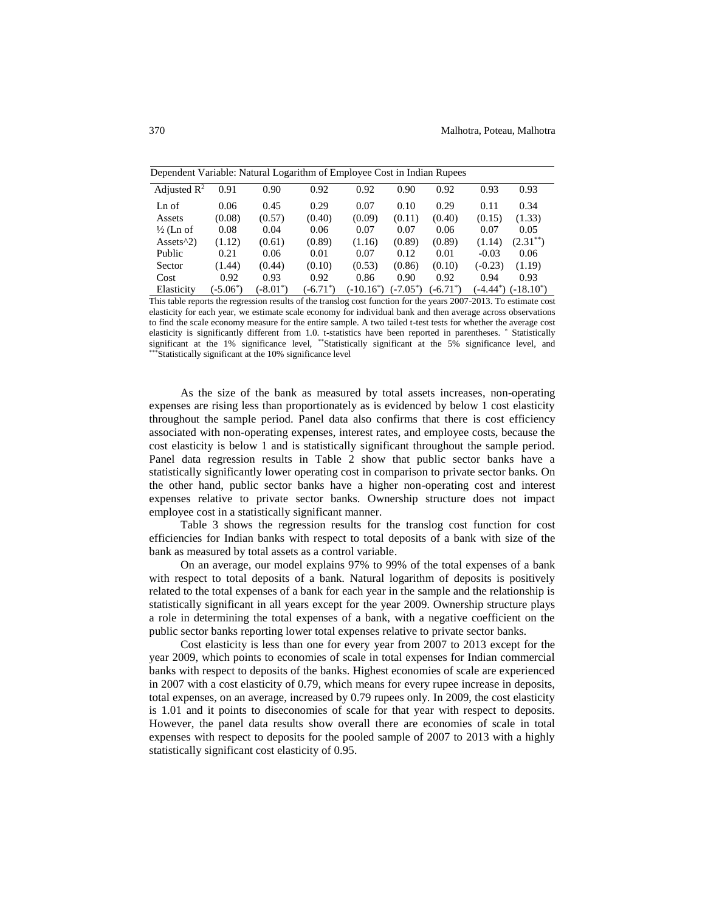| Dependent Variable: Natural Logarithm of Employee Cost in Indian Rupees | | | | | | | | |
|---|---|---|---|---|---|---|---|---|
| Adjusted $R^2$ | 0.91 | 0.90 | 0.92 | 0.92 | 0.90 | 0.92 | 0.93 | 0.93 |
| Ln of | 0.06 | 0.45 | 0.29 | 0.07 | 0.10 | 0.29 | 0.11 | 0.34 |
| Assets | (0.08) | (0.57) | (0.40) | (0.09) | (0.11) | (0.40) | (0.15) | (1.33) |
| ½ (Ln of | 0.08 | 0.04 | 0.06 | 0.07 | 0.07 | 0.06 | 0.07 | 0.05 |
| Assets^2) | (1.12) | (0.61) | (0.89) | (1.16) | (0.89) | (0.89) | (1.14) | (2.31**) |
| Public | 0.21 | 0.06 | 0.01 | 0.07 | 0.12 | 0.01 | -0.03 | 0.06 |
| Sector | (1.44) | (0.44) | (0.10) | (0.53) | (0.86) | (0.10) | (-0.23) | (1.19) |
| Cost | 0.92 | 0.93 | 0.92 | 0.86 | 0.90 | 0.92 | 0.94 | 0.93 |
| Elasticity | (-5.06*) | (-8.01*) | (-6.71*) | (-10.16*) | (-7.05*) | (-6.71*) | (-4.44*) | (-18.10*) |

This table reports the regression results of the translog cost function for the years 2007-2013. To estimate cost elasticity for each year, we estimate scale economy for individual bank and then average across observations to find the scale economy measure for the entire sample. A two tailed t-test tests for whether the average cost elasticity is significantly different from 1.0. t-statistics have been reported in parentheses. * Statistically significant at the 1% significance level, ** Statistically significant at the 5% significance level, and *** Statistically significant at the 10% significance level

As the size of the bank as measured by total assets increases, non-operating expenses are rising less than proportionately as is evidenced by below 1 cost elasticity throughout the sample period. Panel data also confirms that there is cost efficiency associated with non-operating expenses, interest rates, and employee costs, because the cost elasticity is below 1 and is statistically significant throughout the sample period. Panel data regression results in Table 2 show that public sector banks have a statistically significantly lower operating cost in comparison to private sector banks. On the other hand, public sector banks have a higher non-operating cost and interest expenses relative to private sector banks. Ownership structure does not impact employee cost in a statistically significant manner.

Table 3 shows the regression results for the translog cost function for cost efficiencies for Indian banks with respect to total deposits of a bank with size of the bank as measured by total assets as a control variable.

On an average, our model explains 97% to 99% of the total expenses of a bank with respect to total deposits of a bank. Natural logarithm of deposits is positively related to the total expenses of a bank for each year in the sample and the relationship is statistically significant in all years except for the year 2009. Ownership structure plays a role in determining the total expenses of a bank, with a negative coefficient on the public sector banks reporting lower total expenses relative to private sector banks.

Cost elasticity is less than one for every year from 2007 to 2013 except for the year 2009, which points to economies of scale in total expenses for Indian commercial banks with respect to deposits of the banks. Highest economies of scale are experienced in 2007 with a cost elasticity of 0.79, which means for every rupee increase in deposits, total expenses, on an average, increased by 0.79 rupees only. In 2009, the cost elasticity is 1.01 and it points to diseconomies of scale for that year with respect to deposits. However, the panel data results show overall there are economies of scale in total expenses with respect to deposits for the pooled sample of 2007 to 2013 with a highly statistically significant cost elasticity of 0.95.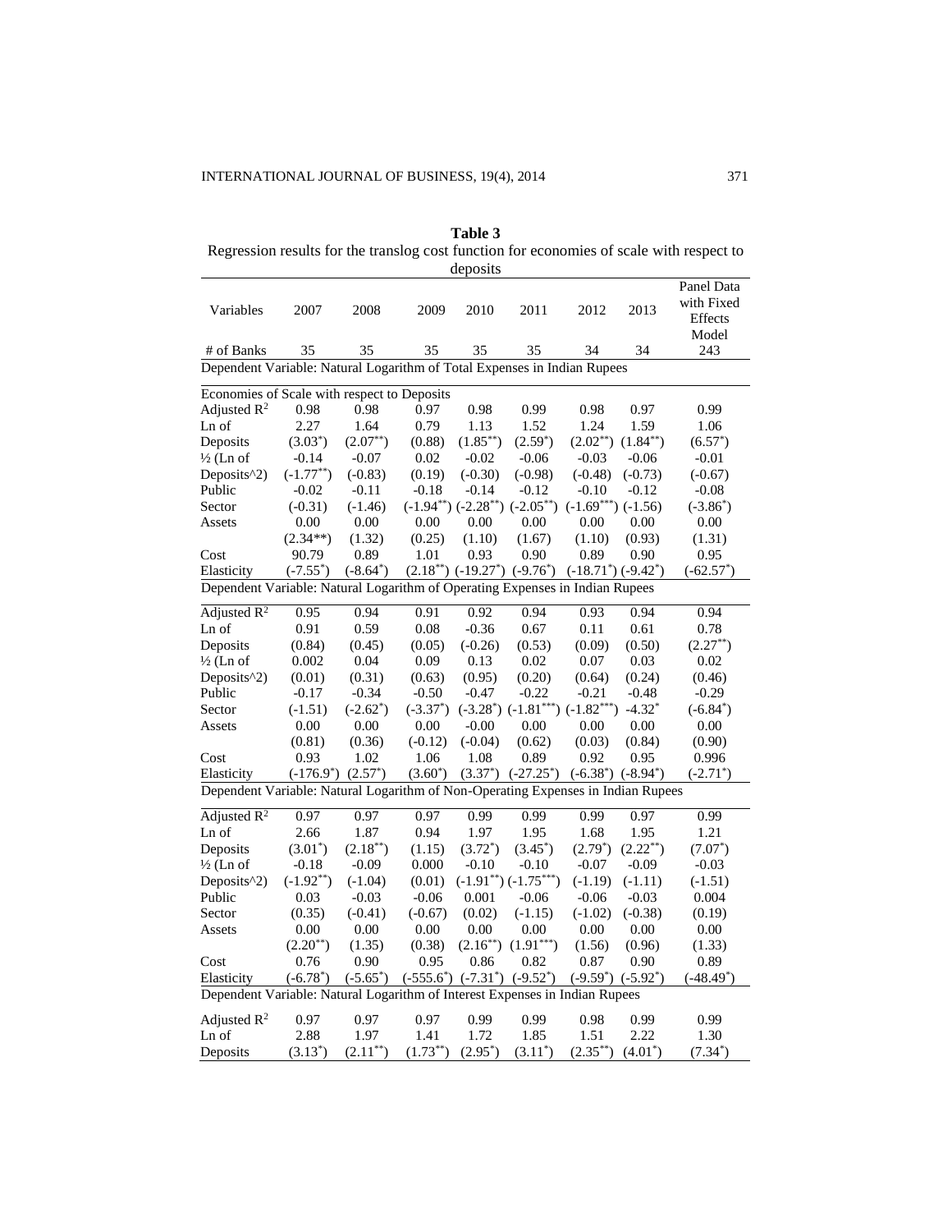**Table 3**
Regression results for the translog cost function for economies of scale with respect to deposits

| Variables | 2007 | 2008 | 2009 | 2010 | 2011 | 2012 | 2013 | Panel Data with Fixed Effects Model |
|---|---|---|---|---|---|---|---|---|
| # of Banks | 35 | 35 | 35 | 35 | 35 | 34 | 34 | 243 |
| **Dependent Variable: Natural Logarithm of Total Expenses in Indian Rupees** | | | | | | | | |
| Economies of Scale with respect to Deposits | | | | | | | | |
| Adjusted $R^2$ | 0.98 | 0.98 | 0.97 | 0.98 | 0.99 | 0.98 | 0.97 | 0.99 |
| Ln of | 2.27 | 1.64 | 0.79 | 1.13 | 1.52 | 1.24 | 1.59 | 1.06 |
| Deposits | $(3.03^{*})$ | $(2.07^{**})$ | (0.88) | $(1.85^{**})$ | $(2.59^{*})$ | $(2.02^{**})$ | $(1.84^{**})$ | $(6.57^{*})$ |
| ½ (Ln of | -0.14 | -0.07 | 0.02 | -0.02 | -0.06 | -0.03 | -0.06 | -0.01 |
| Deposits^2) | $(-1.77^{**})$ | (-0.83) | (0.19) | (-0.30) | (-0.98) | (-0.48) | (-0.73) | (-0.67) |
| Public | -0.02 | -0.11 | -0.18 | -0.14 | -0.12 | -0.10 | -0.12 | -0.08 |
| Sector | (-0.31) | (-1.46) | $(-1.94^{**})$ | $(-2.28^{**})$ | $(-2.05^{**})$ | $(-1.69^{***})$ | (-1.56) | $(-3.86^{*})$ |
| Assets | 0.00 | 0.00 | 0.00 | 0.00 | 0.00 | 0.00 | 0.00 | 0.00 |
| | $(2.34^{**})$ | (1.32) | (0.25) | (1.10) | (1.67) | (1.10) | (0.93) | (1.31) |
| Cost | 90.79 | 0.89 | 1.01 | 0.93 | 0.90 | 0.89 | 0.90 | 0.95 |
| Elasticity | $(-7.55^{*})$ | $(-8.64^{*})$ | $(2.18^{**})$ | $(-19.27^{*})$ | $(-9.76^{*})$ | $(-18.71^{*})$ | $(-9.42^{*})$ | $(-62.57^{*})$ |
| **Dependent Variable: Natural Logarithm of Operating Expenses in Indian Rupees** | | | | | | | | |
| Adjusted $R^2$ | 0.95 | 0.94 | 0.91 | 0.92 | 0.94 | 0.93 | 0.94 | 0.94 |
| Ln of | 0.91 | 0.59 | 0.08 | -0.36 | 0.67 | 0.11 | 0.61 | 0.78 |
| Deposits | (0.84) | (0.45) | (0.05) | (-0.26) | (0.53) | (0.09) | (0.50) | $(2.27^{**})$ |
| ½ (Ln of | 0.002 | 0.04 | 0.09 | 0.13 | 0.02 | 0.07 | 0.03 | 0.02 |
| Deposits^2) | (0.01) | (0.31) | (0.63) | (0.95) | (0.20) | (0.64) | (0.24) | (0.46) |
| Public | -0.17 | -0.34 | -0.50 | -0.47 | -0.22 | -0.21 | -0.48 | -0.29 |
| Sector | (-1.51) | $(-2.62^{*})$ | $(-3.37^{*})$ | $(-3.28^{*})$ | $(-1.81^{***})$ | $(-1.82^{***})$ | $-4.32^{*}$ | $(-6.84^{*})$ |
| Assets | 0.00 | 0.00 | 0.00 | -0.00 | 0.00 | 0.00 | 0.00 | 0.00 |
| | (0.81) | (0.36) | (-0.12) | (-0.04) | (0.62) | (0.03) | (0.84) | (0.90) |
| Cost | 0.93 | 1.02 | 1.06 | 1.08 | 0.89 | 0.92 | 0.95 | 0.996 |
| Elasticity | $(-176.9^{*})$ | $(2.57^{*})$ | $(3.60^{*})$ | $(3.37^{*})$ | $(-27.25^{*})$ | $(-6.38^{*})$ | $(-8.94^{*})$ | $(-2.71^{*})$ |
| **Dependent Variable: Natural Logarithm of Non-Operating Expenses in Indian Rupees** | | | | | | | | |
| Adjusted $R^2$ | 0.97 | 0.97 | 0.97 | 0.99 | 0.99 | 0.99 | 0.97 | 0.99 |
| Ln of | 2.66 | 1.87 | 0.94 | 1.97 | 1.95 | 1.68 | 1.95 | 1.21 |
| Deposits | $(3.01^{*})$ | $(2.18^{**})$ | (1.15) | $(3.72^{*})$ | $(3.45^{*})$ | $(2.79^{*})$ | $(2.22^{**})$ | $(7.07^{*})$ |
| ½ (Ln of | -0.18 | -0.09 | 0.000 | -0.10 | -0.10 | -0.07 | -0.09 | -0.03 |
| Deposits^2) | $(-1.92^{**})$ | (-1.04) | (0.01) | $(-1.91^{**})$ | $(-1.75^{***})$ | (-1.19) | (-1.11) | (-1.51) |
| Public | 0.03 | -0.03 | -0.06 | 0.001 | -0.06 | -0.06 | -0.03 | 0.004 |
| Sector | (0.35) | (-0.41) | (-0.67) | (0.02) | (-1.15) | (-1.02) | (-0.38) | (0.19) |
| Assets | 0.00 | 0.00 | 0.00 | 0.00 | 0.00 | 0.00 | 0.00 | 0.00 |
| | $(2.20^{**})$ | (1.35) | (0.38) | $(2.16^{**})$ | $(1.91^{***})$ | (1.56) | (0.96) | (1.33) |
| Cost | 0.76 | 0.90 | 0.95 | 0.86 | 0.82 | 0.87 | 0.90 | 0.89 |
| Elasticity | $(-6.78^{*})$ | $(-5.65^{*})$ | $(-555.6^{*})$ | $(-7.31^{*})$ | $(-9.52^{*})$ | $(-9.59^{*})$ | $(-5.92^{*})$ | $(-48.49^{*})$ |
| **Dependent Variable: Natural Logarithm of Interest Expenses in Indian Rupees** | | | | | | | | |
| Adjusted $R^2$ | 0.97 | 0.97 | 0.97 | 0.99 | 0.99 | 0.98 | 0.99 | 0.99 |
| Ln of | 2.88 | 1.97 | 1.41 | 1.72 | 1.85 | 1.51 | 2.22 | 1.30 |
| Deposits | $(3.13^{*})$ | $(2.11^{**})$ | $(1.73^{**})$ | $(2.95^{*})$ | $(3.11^{*})$ | $(2.35^{**})$ | $(4.01^{*})$ | $(7.34^{*})$ |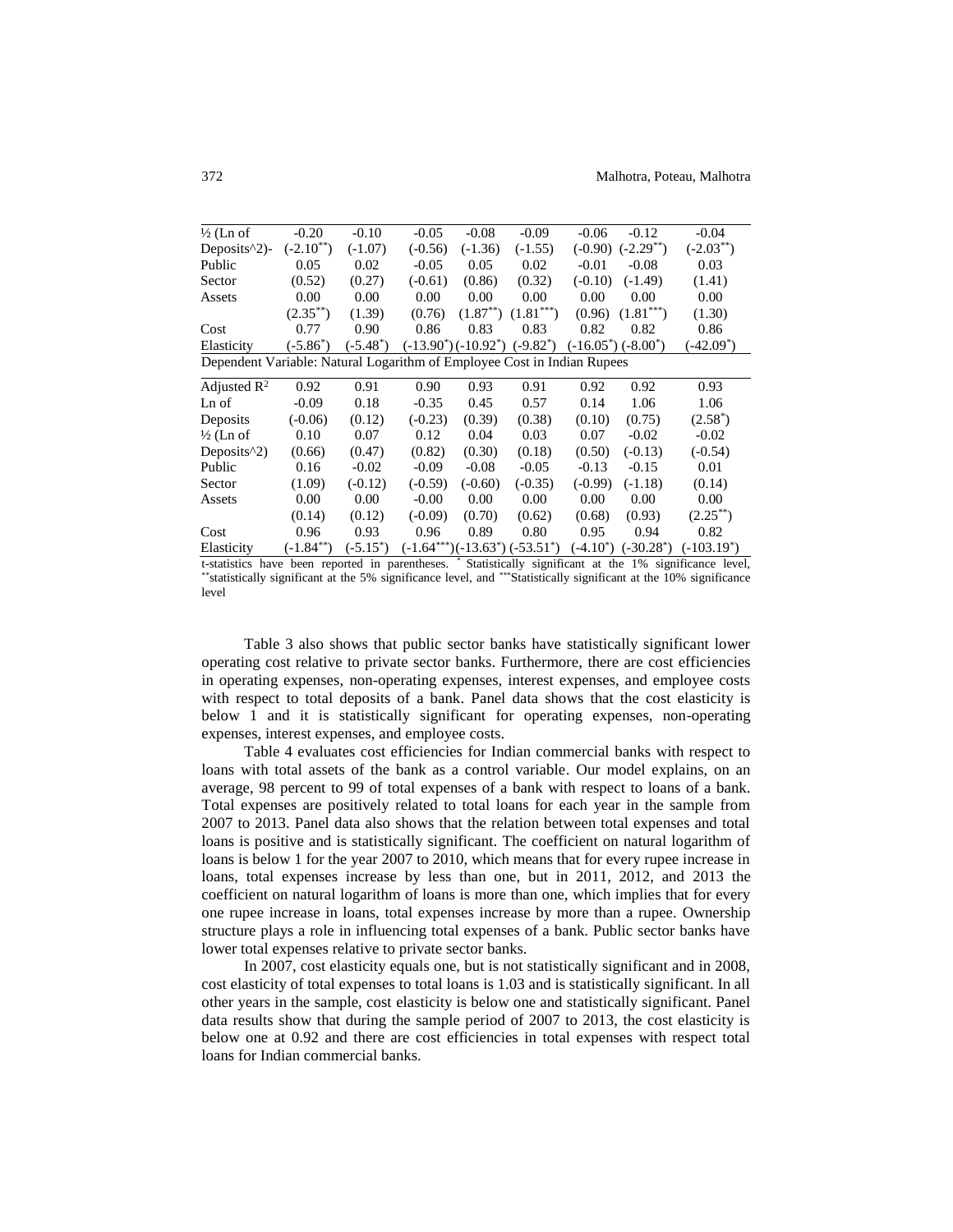| | | | | | | | | |
|---|---|---|---|---|---|---|---|---|
| ½ (Ln of | -0.20 | -0.10 | -0.05 | -0.08 | -0.09 | -0.06 | -0.12 | -0.04 |
| Deposits^2)- | (-2.10**) | (-1.07) | (-0.56) | (-1.36) | (-1.55) | (-0.90) | (-2.29**) | (-2.03**) |
| Public | 0.05 | 0.02 | -0.05 | 0.05 | 0.02 | -0.01 | -0.08 | 0.03 |
| Sector | (0.52) | (0.27) | (-0.61) | (0.86) | (0.32) | (-0.10) | (-1.49) | (1.41) |
| Assets | 0.00 | 0.00 | 0.00 | 0.00 | 0.00 | 0.00 | 0.00 | 0.00 |
| | (2.35**) | (1.39) | (0.76) | (1.87**) | (1.81***) | (0.96) | (1.81***) | (1.30) |
| Cost | 0.77 | 0.90 | 0.86 | 0.83 | 0.83 | 0.82 | 0.82 | 0.86 |
| Elasticity | (-5.86*) | (-5.48*) | (-13.90*) | (-10.92*) | (-9.82*) | (-16.05*) | (-8.00*) | (-42.09*) |
| **Dependent Variable: Natural Logarithm of Employee Cost in Indian Rupees** | | | | | | | | |
| Adjusted $R^2$ | 0.92 | 0.91 | 0.90 | 0.93 | 0.91 | 0.92 | 0.92 | 0.93 |
| Ln of | -0.09 | 0.18 | -0.35 | 0.45 | 0.57 | 0.14 | 1.06 | 1.06 |
| Deposits | (-0.06) | (0.12) | (-0.23) | (0.39) | (0.38) | (0.10) | (0.75) | (2.58*) |
| ½ (Ln of | 0.10 | 0.07 | 0.12 | 0.04 | 0.03 | 0.07 | -0.02 | -0.02 |
| Deposits^2) | (0.66) | (0.47) | (0.82) | (0.30) | (0.18) | (0.50) | (-0.13) | (-0.54) |
| Public | 0.16 | -0.02 | -0.09 | -0.08 | -0.05 | -0.13 | -0.15 | 0.01 |
| Sector | (1.09) | (-0.12) | (-0.59) | (-0.60) | (-0.35) | (-0.99) | (-1.18) | (0.14) |
| Assets | 0.00 | 0.00 | -0.00 | 0.00 | 0.00 | 0.00 | 0.00 | 0.00 |
| | (0.14) | (0.12) | (-0.09) | (0.70) | (0.62) | (0.68) | (0.93) | (2.25**) |
| Cost | 0.96 | 0.93 | 0.96 | 0.89 | 0.80 | 0.95 | 0.94 | 0.82 |
| Elasticity | (-1.84**) | (-5.15*) | (-1.64***) | (-13.63*) | (-53.51*) | (-4.10*) | (-30.28*) | (-103.19*) |

t-statistics have been reported in parentheses. * Statistically significant at the 1% significance level, **statistically significant at the 5% significance level, and ***Statistically significant at the 10% significance level

Table 3 also shows that public sector banks have statistically significant lower operating cost relative to private sector banks. Furthermore, there are cost efficiencies in operating expenses, non-operating expenses, interest expenses, and employee costs with respect to total deposits of a bank. Panel data shows that the cost elasticity is below 1 and it is statistically significant for operating expenses, non-operating expenses, interest expenses, and employee costs.

Table 4 evaluates cost efficiencies for Indian commercial banks with respect to loans with total assets of the bank as a control variable. Our model explains, on an average, 98 percent to 99 of total expenses of a bank with respect to loans of a bank. Total expenses are positively related to total loans for each year in the sample from 2007 to 2013. Panel data also shows that the relation between total expenses and total loans is positive and is statistically significant. The coefficient on natural logarithm of loans is below 1 for the year 2007 to 2010, which means that for every rupee increase in loans, total expenses increase by less than one, but in 2011, 2012, and 2013 the coefficient on natural logarithm of loans is more than one, which implies that for every one rupee increase in loans, total expenses increase by more than a rupee. Ownership structure plays a role in influencing total expenses of a bank. Public sector banks have lower total expenses relative to private sector banks.

In 2007, cost elasticity equals one, but is not statistically significant and in 2008, cost elasticity of total expenses to total loans is 1.03 and is statistically significant. In all other years in the sample, cost elasticity is below one and statistically significant. Panel data results show that during the sample period of 2007 to 2013, the cost elasticity is below one at 0.92 and there are cost efficiencies in total expenses with respect total loans for Indian commercial banks.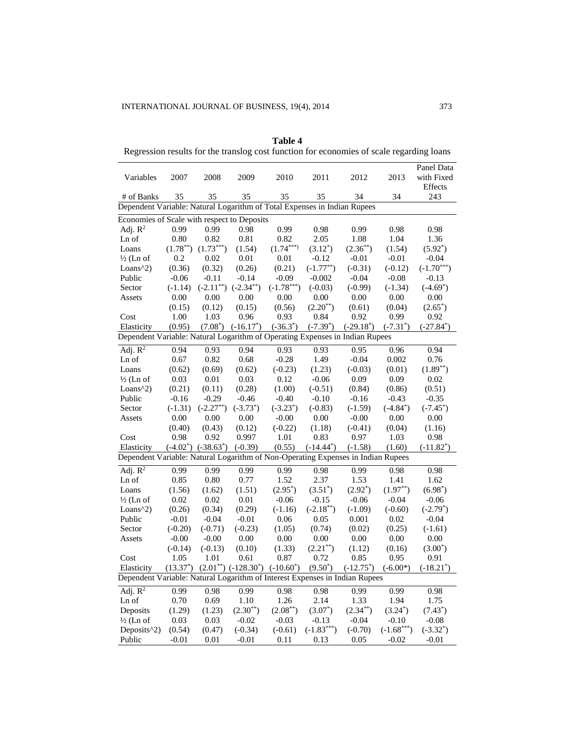**Table 4**

Regression results for the translog cost function for economies of scale regarding loans

| Variables | 2007 | 2008 | 2009 | 2010 | 2011 | 2012 | 2013 | Panel Data with Fixed Effects |
|---|---|---|---|---|---|---|---|---|
| # of Banks | 35 | 35 | 35 | 35 | 35 | 34 | 34 | 243 |
| Dependent Variable: Natural Logarithm of Total Expenses in Indian Rupees | | | | | | | | |
| Economies of Scale with respect to Deposits | | | | | | | | |
| Adj. $R^2$ | 0.99 | 0.99 | 0.98 | 0.99 | 0.98 | 0.99 | 0.98 | 0.98 |
| Ln of Loans | 0.80 | 0.82 | 0.81 | 0.82 | 2.05 | 1.08 | 1.04 | 1.36 |
| | (1.78**) | (1.73***) | (1.54) | (1.74***) | (3.12*) | (2.36**) | (1.54) | (5.92*) |
| ½ (Ln of Loans^2) | 0.2 | 0.02 | 0.01 | 0.01 | -0.12 | -0.01 | -0.01 | -0.04 |
| | (0.36) | (0.32) | (0.26) | (0.21) | (-1.77**) | (-0.31) | (-0.12) | (-1.70***) |
| Public Sector | -0.06 | -0.11 | -0.14 | -0.09 | -0.002 | -0.04 | -0.08 | -0.13 |
| | (-1.14) | (-2.11**) | (-2.34**) | (-1.78***) | (-0.03) | (-0.99) | (-1.34) | (-4.69*) |
| Assets | 0.00 | 0.00 | 0.00 | 0.00 | 0.00 | 0.00 | 0.00 | 0.00 |
| | (0.15) | (0.12) | (0.15) | (0.56) | (2.20**) | (0.61) | (0.04) | (2.65*) |
| Cost Elasticity | 1.00 | 1.03 | 0.96 | 0.93 | 0.84 | 0.92 | 0.99 | 0.92 |
| | (0.95) | (7.08*) | (-16.17*) | (-36.3*) | (-7.39*) | (-29.18*) | (-7.31*) | (-27.84*) |
| Dependent Variable: Natural Logarithm of Operating Expenses in Indian Rupees | | | | | | | | |
| Adj. $R^2$ | 0.94 | 0.93 | 0.94 | 0.93 | 0.93 | 0.95 | 0.96 | 0.94 |
| Ln of Loans | 0.67 | 0.82 | 0.68 | -0.28 | 1.49 | -0.04 | 0.002 | 0.76 |
| | (0.62) | (0.69) | (0.62) | (-0.23) | (1.23) | (-0.03) | (0.01) | (1.89**) |
| ½ (Ln of Loans^2) | 0.03 | 0.01 | 0.03 | 0.12 | -0.06 | 0.09 | 0.09 | 0.02 |
| | (0.21) | (0.11) | (0.28) | (1.00) | (-0.51) | (0.84) | (0.86) | (0.51) |
| Public Sector | -0.16 | -0.29 | -0.46 | -0.40 | -0.10 | -0.16 | -0.43 | -0.35 |
| | (-1.31) | (-2.27**) | (-3.73*) | (-3.23*) | (-0.83) | (-1.59) | (-4.84*) | (-7.45*) |
| Assets | 0.00 | 0.00 | 0.00 | -0.00 | 0.00 | -0.00 | 0.00 | 0.00 |
| | (0.40) | (0.43) | (0.12) | (-0.22) | (1.18) | (-0.41) | (0.04) | (1.16) |
| Cost Elasticity | 0.98 | 0.92 | 0.997 | 1.01 | 0.83 | 0.97 | 1.03 | 0.98 |
| | (-4.02*) | (-38.63*) | (-0.39) | (0.55) | (-14.44*) | (-1.58) | (1.60) | (-11.82*) |
| Dependent Variable: Natural Logarithm of Non-Operating Expenses in Indian Rupees | | | | | | | | |
| Adj. $R^2$ | 0.99 | 0.99 | 0.99 | 0.99 | 0.98 | 0.99 | 0.98 | 0.98 |
| Ln of Loans | 0.85 | 0.80 | 0.77 | 1.52 | 2.37 | 1.53 | 1.41 | 1.62 |
| | (1.56) | (1.62) | (1.51) | (2.95*) | (3.51*) | (2.92*) | (1.97**) | (6.98*) |
| ½ (Ln of Loans^2) | 0.02 | 0.02 | 0.01 | -0.06 | -0.15 | -0.06 | -0.04 | -0.06 |
| | (0.26) | (0.34) | (0.29) | (-1.16) | (-2.18**) | (-1.09) | (-0.60) | (-2.79*) |
| Public Sector | -0.01 | -0.04 | -0.01 | 0.06 | 0.05 | 0.001 | 0.02 | -0.04 |
| | (-0.20) | (-0.71) | (-0.23) | (1.05) | (0.74) | (0.02) | (0.25) | (-1.61) |
| Assets | -0.00 | -0.00 | 0.00 | 0.00 | 0.00 | 0.00 | 0.00 | 0.00 |
| | (-0.14) | (-0.13) | (0.10) | (1.33) | (2.21**) | (1.12) | (0.16) | (3.00*) |
| Cost Elasticity | 1.05 | 1.01 | 0.61 | 0.87 | 0.72 | 0.85 | 0.95 | 0.91 |
| | (13.37*) | (2.01**) | (-128.30*) | (-10.60*) | (9.50*) | (-12.75*) | (-6.00*) | (-18.21*) |
| Dependent Variable: Natural Logarithm of Interest Expenses in Indian Rupees | | | | | | | | |
| Adj. $R^2$ | 0.99 | 0.98 | 0.99 | 0.98 | 0.98 | 0.99 | 0.99 | 0.98 |
| Ln of Deposits | 0.70 | 0.69 | 1.10 | 1.26 | 2.14 | 1.33 | 1.94 | 1.75 |
| | (1.29) | (1.23) | (2.30**) | (2.08**) | (3.07*) | (2.34**) | (3.24*) | (7.43*) |
| ½ (Ln of Deposits^2) | 0.03 | 0.03 | -0.02 | -0.03 | -0.13 | -0.04 | -0.10 | -0.08 |
| | (0.54) | (0.47) | (-0.34) | (-0.61) | (-1.83***) | (-0.70) | (-1.68***) | (-3.32*) |
| Public | -0.01 | 0.01 | -0.01 | 0.11 | 0.13 | 0.05 | -0.02 | -0.01 |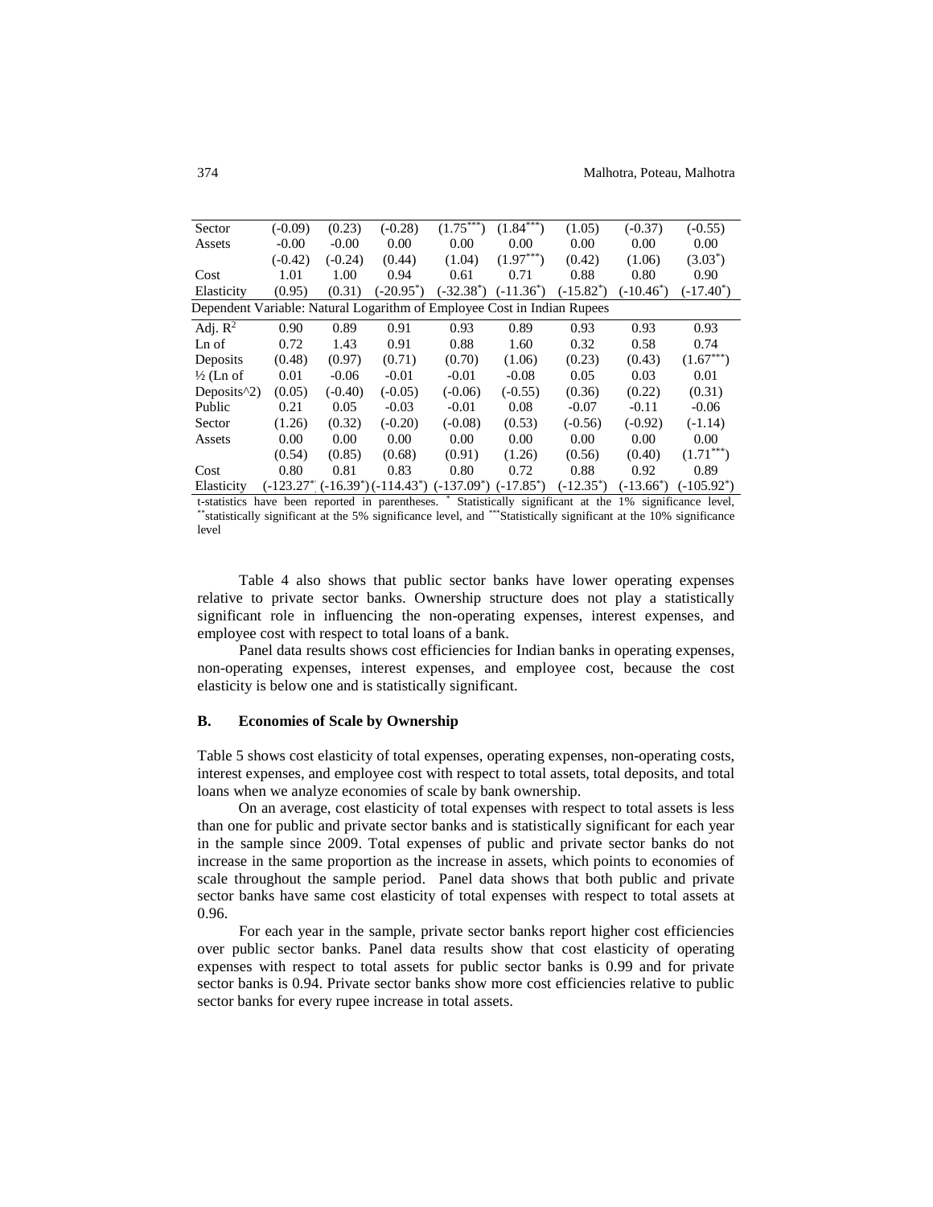| | | | | | | | | |
|---|---|---|---|---|---|---|---|---|
| Sector | (-0.09) | (0.23) | (-0.28) | (1.75***) | (1.84***) | (1.05) | (-0.37) | (-0.55) |
| Assets | -0.00 | -0.00 | 0.00 | 0.00 | 0.00 | 0.00 | 0.00 | 0.00 |
| | (-0.42) | (-0.24) | (0.44) | (1.04) | (1.97***) | (0.42) | (1.06) | (3.03*) |
| Cost | 1.01 | 1.00 | 0.94 | 0.61 | 0.71 | 0.88 | 0.80 | 0.90 |
| Elasticity | (0.95) | (0.31) | (-20.95*) | (-32.38*) | (-11.36*) | (-15.82*) | (-10.46*) | (-17.40*) |
| Dependent Variable: Natural Logarithm of Employee Cost in Indian Rupees | | | | | | | | |
| Adj. $R^2$ | 0.90 | 0.89 | 0.91 | 0.93 | 0.89 | 0.93 | 0.93 | 0.93 |
| Ln of | 0.72 | 1.43 | 0.91 | 0.88 | 1.60 | 0.32 | 0.58 | 0.74 |
| Deposits | (0.48) | (0.97) | (0.71) | (0.70) | (1.06) | (0.23) | (0.43) | (1.67***) |
| ½ (Ln of | 0.01 | -0.06 | -0.01 | -0.01 | -0.08 | 0.05 | 0.03 | 0.01 |
| Deposits^2) | (0.05) | (-0.40) | (-0.05) | (-0.06) | (-0.55) | (0.36) | (0.22) | (0.31) |
| Public | 0.21 | 0.05 | -0.03 | -0.01 | 0.08 | -0.07 | -0.11 | -0.06 |
| Sector | (1.26) | (0.32) | (-0.20) | (-0.08) | (0.53) | (-0.56) | (-0.92) | (-1.14) |
| Assets | 0.00 | 0.00 | 0.00 | 0.00 | 0.00 | 0.00 | 0.00 | 0.00 |
| | (0.54) | (0.85) | (0.68) | (0.91) | (1.26) | (0.56) | (0.40) | (1.71***) |
| Cost | 0.80 | 0.81 | 0.83 | 0.80 | 0.72 | 0.88 | 0.92 | 0.89 |
| Elasticity | (-123.27*) | (-16.39*) | (-114.43*) | (-137.09*) | (-17.85*) | (-12.35*) | (-13.66*) | (-105.92*) |

t-statistics have been reported in parentheses. * Statistically significant at the 1% significance level, **statistically significant at the 5% significance level, and ***Statistically significant at the 10% significance level

Table 4 also shows that public sector banks have lower operating expenses relative to private sector banks. Ownership structure does not play a statistically significant role in influencing the non-operating expenses, interest expenses, and employee cost with respect to total loans of a bank.

Panel data results shows cost efficiencies for Indian banks in operating expenses, non-operating expenses, interest expenses, and employee cost, because the cost elasticity is below one and is statistically significant.

### B. Economies of Scale by Ownership

Table 5 shows cost elasticity of total expenses, operating expenses, non-operating costs, interest expenses, and employee cost with respect to total assets, total deposits, and total loans when we analyze economies of scale by bank ownership.

On an average, cost elasticity of total expenses with respect to total assets is less than one for public and private sector banks and is statistically significant for each year in the sample since 2009. Total expenses of public and private sector banks do not increase in the same proportion as the increase in assets, which points to economies of scale throughout the sample period. Panel data shows that both public and private sector banks have same cost elasticity of total expenses with respect to total assets at 0.96.

For each year in the sample, private sector banks report higher cost efficiencies over public sector banks. Panel data results show that cost elasticity of operating expenses with respect to total assets for public sector banks is 0.99 and for private sector banks is 0.94. Private sector banks show more cost efficiencies relative to public sector banks for every rupee increase in total assets.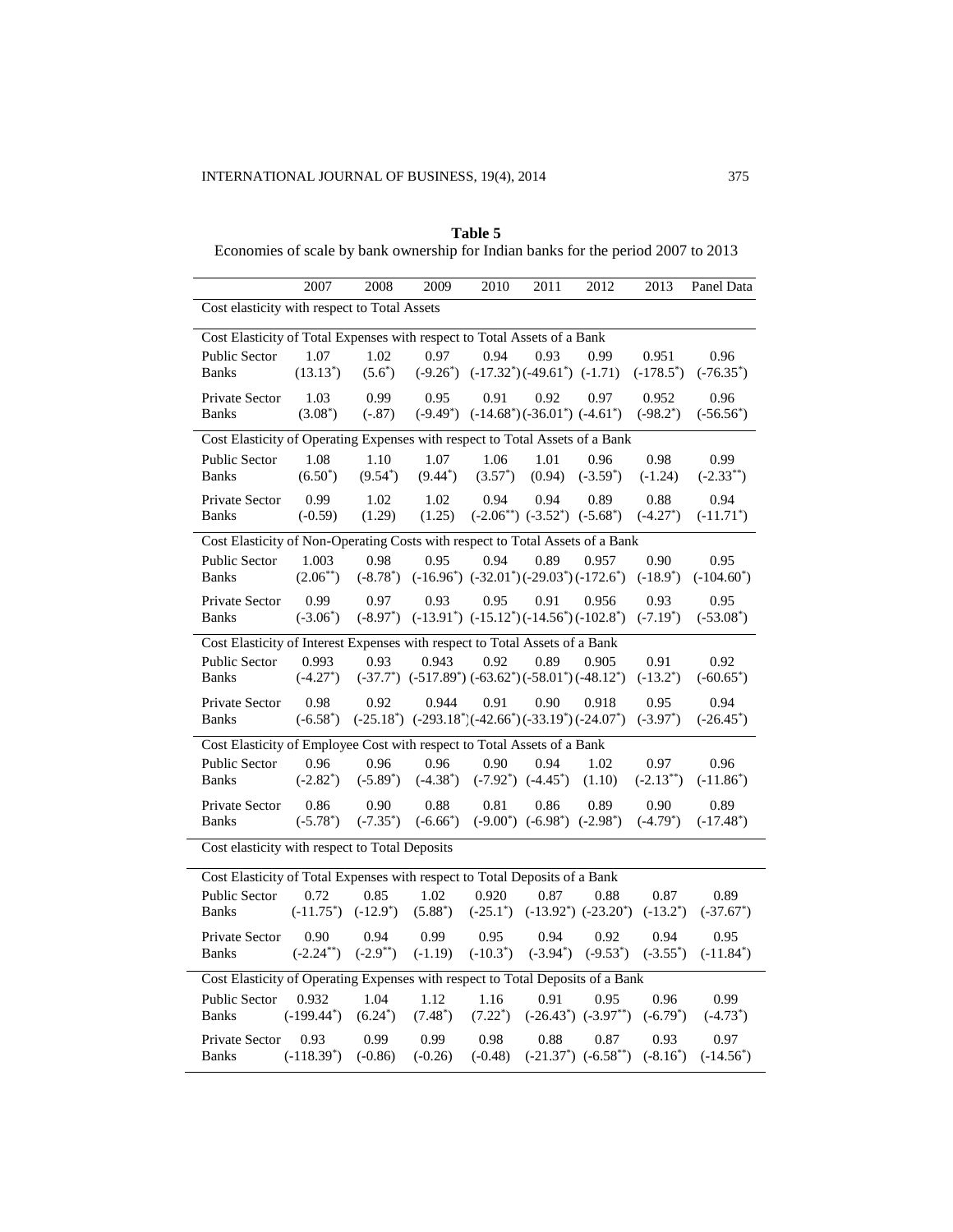**Table 5**

Economies of scale by bank ownership for Indian banks for the period 2007 to 2013

| | 2007 | 2008 | 2009 | 2010 | 2011 | 2012 | 2013 | Panel Data |
|---|---|---|---|---|---|---|---|---|
| **Cost elasticity with respect to Total Assets** | | | | | | | | |
| Cost Elasticity of Total Expenses with respect to Total Assets of a Bank | | | | | | | | |
| Public Sector Banks | 1.07 (13.13*) | 1.02 (5.6*) | 0.97 (-9.26*) | 0.94 (-17.32*) | 0.93 (-49.61*) | 0.99 (-1.71) | 0.951 (-178.5*) | 0.96 (-76.35*) |
| Private Sector Banks | 1.03 (3.08*) | 0.99 (-.87) | 0.95 (-9.49*) | 0.91 (-14.68*) | 0.92 (-36.01*) | 0.97 (-4.61*) | 0.952 (-98.2*) | 0.96 (-56.56*) |
| Cost Elasticity of Operating Expenses with respect to Total Assets of a Bank | | | | | | | | |
| Public Sector Banks | 1.08 (6.50*) | 1.10 (9.54*) | 1.07 (9.44*) | 1.06 (3.57*) | 1.01 (0.94) | 0.96 (-3.59*) | 0.98 (-1.24) | 0.99 (-2.33**) |
| Private Sector Banks | 0.99 (-0.59) | 1.02 (1.29) | 1.02 (1.25) | 0.94 (-2.06**) | 0.94 (-3.52*) | 0.89 (-5.68*) | 0.88 (-4.27*) | 0.94 (-11.71*) |
| Cost Elasticity of Non-Operating Costs with respect to Total Assets of a Bank | | | | | | | | |
| Public Sector Banks | 1.003 (2.06**) | 0.98 (-8.78*) | 0.95 (-16.96*) | 0.94 (-32.01*) | 0.89 (-29.03*) | 0.957 (-172.6*) | 0.90 (-18.9*) | 0.95 (-104.60*) |
| Private Sector Banks | 0.99 (-3.06*) | 0.97 (-8.97*) | 0.93 (-13.91*) | 0.95 (-15.12*) | 0.91 (-14.56*) | 0.956 (-102.8*) | 0.93 (-7.19*) | 0.95 (-53.08*) |
| Cost Elasticity of Interest Expenses with respect to Total Assets of a Bank | | | | | | | | |
| Public Sector Banks | 0.993 (-4.27*) | 0.93 (-37.7*) | 0.943 (-517.89*) | 0.92 (-63.62*) | 0.89 (-58.01*) | 0.905 (-48.12*) | 0.91 (-13.2*) | 0.92 (-60.65*) |
| Private Sector Banks | 0.98 (-6.58*) | 0.92 (-25.18*) | 0.944 (-293.18*) | 0.91 (-42.66*) | 0.90 (-33.19*) | 0.918 (-24.07*) | 0.95 (-3.97*) | 0.94 (-26.45*) |
| Cost Elasticity of Employee Cost with respect to Total Assets of a Bank | | | | | | | | |
| Public Sector Banks | 0.96 (-2.82*) | 0.96 (-5.89*) | 0.96 (-4.38*) | 0.90 (-7.92*) | 0.94 (-4.45*) | 1.02 (1.10) | 0.97 (-2.13**) | 0.96 (-11.86*) |
| Private Sector Banks | 0.86 (-5.78*) | 0.90 (-7.35*) | 0.88 (-6.66*) | 0.81 (-9.00*) | 0.86 (-6.98*) | 0.89 (-2.98*) | 0.90 (-4.79*) | 0.89 (-17.48*) |
| **Cost elasticity with respect to Total Deposits** | | | | | | | | |
| Cost Elasticity of Total Expenses with respect to Total Deposits of a Bank | | | | | | | | |
| Public Sector Banks | 0.72 (-11.75*) | 0.85 (-12.9*) | 1.02 (5.88*) | 0.920 (-25.1*) | 0.87 (-13.92*) | 0.88 (-23.20*) | 0.87 (-13.2*) | 0.89 (-37.67*) |
| Private Sector Banks | 0.90 (-2.24**) | 0.94 (-2.9**) | 0.99 (-1.19) | 0.95 (-10.3*) | 0.94 (-3.94*) | 0.92 (-9.53*) | 0.94 (-3.55*) | 0.95 (-11.84*) |
| Cost Elasticity of Operating Expenses with respect to Total Deposits of a Bank | | | | | | | | |
| Public Sector Banks | 0.932 (-199.44*) | 1.04 (6.24*) | 1.12 (7.48*) | 1.16 (7.22*) | 0.91 (-26.43*) | 0.95 (-3.97**) | 0.96 (-6.79*) | 0.99 (-4.73*) |
| Private Sector Banks | 0.93 (-118.39*) | 0.99 (-0.86) | 0.99 (-0.26) | 0.98 (-0.48) | 0.88 (-21.37*) | 0.87 (-6.58**) | 0.93 (-8.16*) | 0.97 (-14.56*) |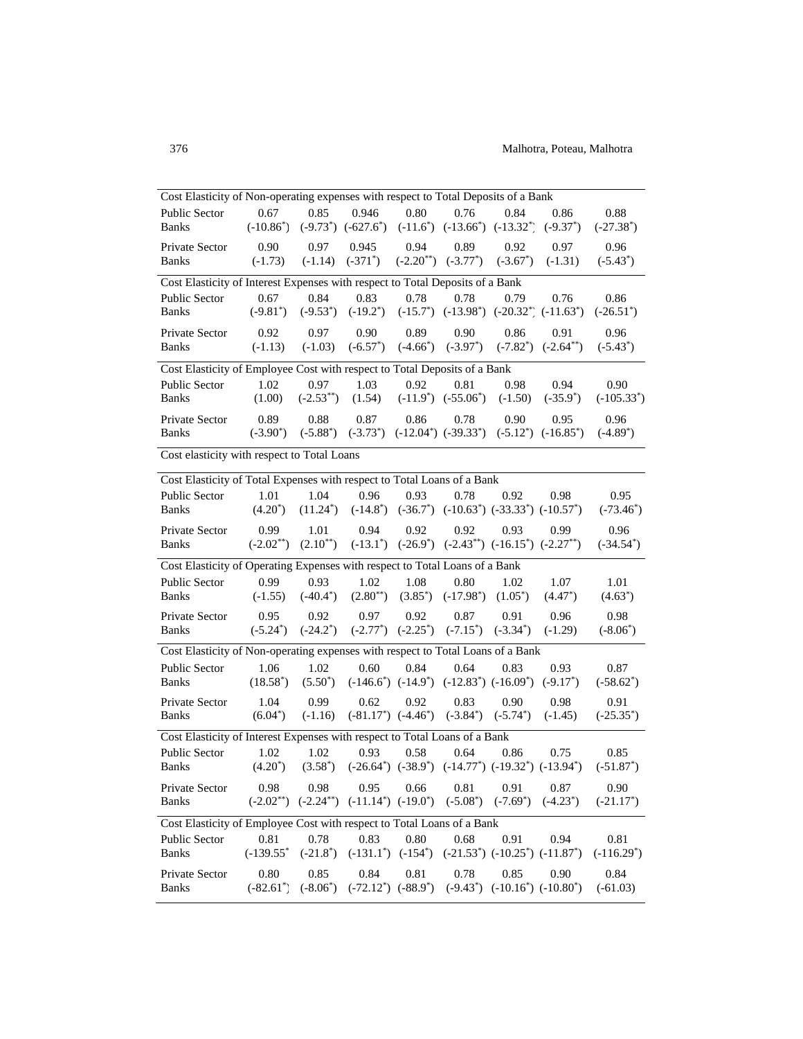| | | | | | | | | |
|---|---|---|---|---|---|---|---|---|
| **Cost Elasticity of Non-operating expenses with respect to Total Deposits of a Bank** | | | | | | | | |
| Public Sector Banks | 0.67 (-10.86*) | 0.85 (-9.73*) | 0.946 (-627.6*) | 0.80 (-11.6*) | 0.76 (-13.66*) | 0.84 (-13.32*) | 0.86 (-9.37*) | 0.88 (-27.38*) |
| Private Sector Banks | 0.90 (-1.73) | 0.97 (-1.14) | 0.945 (-371*) | 0.94 (-2.20**) | 0.89 (-3.77*) | 0.92 (-3.67*) | 0.97 (-1.31) | 0.96 (-5.43*) |
| **Cost Elasticity of Interest Expenses with respect to Total Deposits of a Bank** | | | | | | | | |
| Public Sector Banks | 0.67 (-9.81*) | 0.84 (-9.53*) | 0.83 (-19.2*) | 0.78 (-15.7*) | 0.78 (-13.98*) | 0.79 (-20.32*) | 0.76 (-11.63*) | 0.86 (-26.51*) |
| Private Sector Banks | 0.92 (-1.13) | 0.97 (-1.03) | 0.90 (-6.57*) | 0.89 (-4.66*) | 0.90 (-3.97*) | 0.86 (-7.82*) | 0.91 (-2.64**) | 0.96 (-5.43*) |
| **Cost Elasticity of Employee Cost with respect to Total Deposits of a Bank** | | | | | | | | |
| Public Sector Banks | 1.02 (1.00) | 0.97 (-2.53**) | 1.03 (1.54) | 0.92 (-11.9*) | 0.81 (-55.06*) | 0.98 (-1.50) | 0.94 (-35.9*) | 0.90 (-105.33*) |
| Private Sector Banks | 0.89 (-3.90*) | 0.88 (-5.88*) | 0.87 (-3.73*) | 0.86 (-12.04*) | 0.78 (-39.33*) | 0.90 (-5.12*) | 0.95 (-16.85*) | 0.96 (-4.89*) |
| **Cost elasticity with respect to Total Loans** | | | | | | | | |
| **Cost Elasticity of Total Expenses with respect to Total Loans of a Bank** | | | | | | | | |
| Public Sector Banks | 1.01 (4.20*) | 1.04 (11.24*) | 0.96 (-14.8*) | 0.93 (-36.7*) | 0.78 (-10.63*) | 0.92 (-33.33*) | 0.98 (-10.57*) | 0.95 (-73.46*) |
| Private Sector Banks | 0.99 (-2.02**) | 1.01 (2.10**) | 0.94 (-13.1*) | 0.92 (-26.9*) | 0.92 (-2.43**) | 0.93 (-16.15*) | 0.99 (-2.27**) | 0.96 (-34.54*) |
| **Cost Elasticity of Operating Expenses with respect to Total Loans of a Bank** | | | | | | | | |
| Public Sector Banks | 0.99 (-1.55) | 0.93 (-40.4*) | 1.02 (2.80**) | 1.08 (3.85*) | 0.80 (-17.98*) | 1.02 (1.05*) | 1.07 (4.47*) | 1.01 (4.63*) |
| Private Sector Banks | 0.95 (-5.24*) | 0.92 (-24.2*) | 0.97 (-2.77*) | 0.92 (-2.25*) | 0.87 (-7.15*) | 0.91 (-3.34*) | 0.96 (-1.29) | 0.98 (-8.06*) |
| **Cost Elasticity of Non-operating expenses with respect to Total Loans of a Bank** | | | | | | | | |
| Public Sector Banks | 1.06 (18.58*) | 1.02 (5.50*) | 0.60 (-146.6*) | 0.84 (-14.9*) | 0.64 (-12.83*) | 0.83 (-16.09*) | 0.93 (-9.17*) | 0.87 (-58.62*) |
| Private Sector Banks | 1.04 (6.04*) | 0.99 (-1.16) | 0.62 (-81.17*) | 0.92 (-4.46*) | 0.83 (-3.84*) | 0.90 (-5.74*) | 0.98 (-1.45) | 0.91 (-25.35*) |
| **Cost Elasticity of Interest Expenses with respect to Total Loans of a Bank** | | | | | | | | |
| Public Sector Banks | 1.02 (4.20*) | 1.02 (3.58*) | 0.93 (-26.64*) | 0.58 (-38.9*) | 0.64 (-14.77*) | 0.86 (-19.32*) | 0.75 (-13.94*) | 0.85 (-51.87*) |
| Private Sector Banks | 0.98 (-2.02**) | 0.98 (-2.24**) | 0.95 (-11.14*) | 0.66 (-19.0*) | 0.81 (-5.08*) | 0.91 (-7.69*) | 0.87 (-4.23*) | 0.90 (-21.17*) |
| **Cost Elasticity of Employee Cost with respect to Total Loans of a Bank** | | | | | | | | |
| Public Sector Banks | 0.81 (-139.55* | 0.78 (-21.8*) | 0.83 (-131.1*) | 0.80 (-154*) | 0.68 (-21.53*) | 0.91 (-10.25*) | 0.94 (-11.87*) | 0.81 (-116.29*) |
| Private Sector Banks | 0.80 (-82.61*) | 0.85 (-8.06*) | 0.84 (-72.12*) | 0.81 (-88.9*) | 0.78 (-9.43*) | 0.85 (-10.16*) | 0.90 (-10.80*) | 0.84 (-61.03) |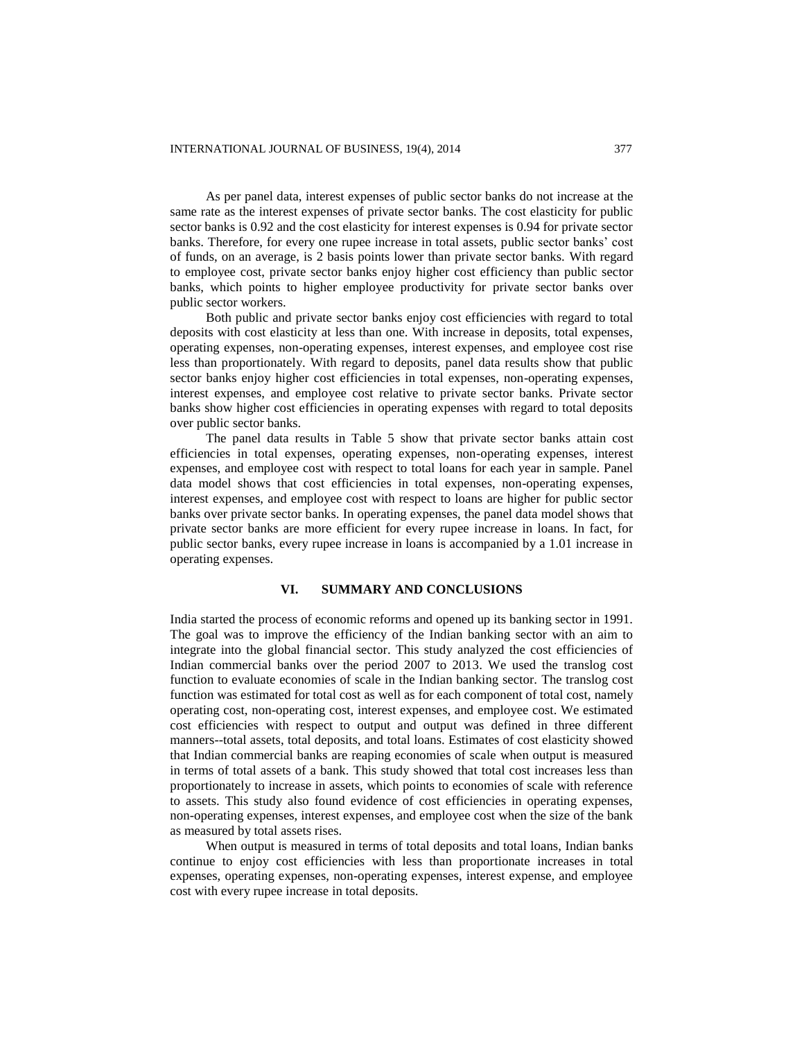As per panel data, interest expenses of public sector banks do not increase at the same rate as the interest expenses of private sector banks. The cost elasticity for public sector banks is 0.92 and the cost elasticity for interest expenses is 0.94 for private sector banks. Therefore, for every one rupee increase in total assets, public sector banks' cost of funds, on an average, is 2 basis points lower than private sector banks. With regard to employee cost, private sector banks enjoy higher cost efficiency than public sector banks, which points to higher employee productivity for private sector banks over public sector workers.

Both public and private sector banks enjoy cost efficiencies with regard to total deposits with cost elasticity at less than one. With increase in deposits, total expenses, operating expenses, non-operating expenses, interest expenses, and employee cost rise less than proportionately. With regard to deposits, panel data results show that public sector banks enjoy higher cost efficiencies in total expenses, non-operating expenses, interest expenses, and employee cost relative to private sector banks. Private sector banks show higher cost efficiencies in operating expenses with regard to total deposits over public sector banks.

The panel data results in Table 5 show that private sector banks attain cost efficiencies in total expenses, operating expenses, non-operating expenses, interest expenses, and employee cost with respect to total loans for each year in sample. Panel data model shows that cost efficiencies in total expenses, non-operating expenses, interest expenses, and employee cost with respect to loans are higher for public sector banks over private sector banks. In operating expenses, the panel data model shows that private sector banks are more efficient for every rupee increase in loans. In fact, for public sector banks, every rupee increase in loans is accompanied by a 1.01 increase in operating expenses.

## VI. SUMMARY AND CONCLUSIONS

India started the process of economic reforms and opened up its banking sector in 1991. The goal was to improve the efficiency of the Indian banking sector with an aim to integrate into the global financial sector. This study analyzed the cost efficiencies of Indian commercial banks over the period 2007 to 2013. We used the translog cost function to evaluate economies of scale in the Indian banking sector. The translog cost function was estimated for total cost as well as for each component of total cost, namely operating cost, non-operating cost, interest expenses, and employee cost. We estimated cost efficiencies with respect to output and output was defined in three different manners--total assets, total deposits, and total loans. Estimates of cost elasticity showed that Indian commercial banks are reaping economies of scale when output is measured in terms of total assets of a bank. This study showed that total cost increases less than proportionately to increase in assets, which points to economies of scale with reference to assets. This study also found evidence of cost efficiencies in operating expenses, non-operating expenses, interest expenses, and employee cost when the size of the bank as measured by total assets rises.

When output is measured in terms of total deposits and total loans, Indian banks continue to enjoy cost efficiencies with less than proportionate increases in total expenses, operating expenses, non-operating expenses, interest expense, and employee cost with every rupee increase in total deposits.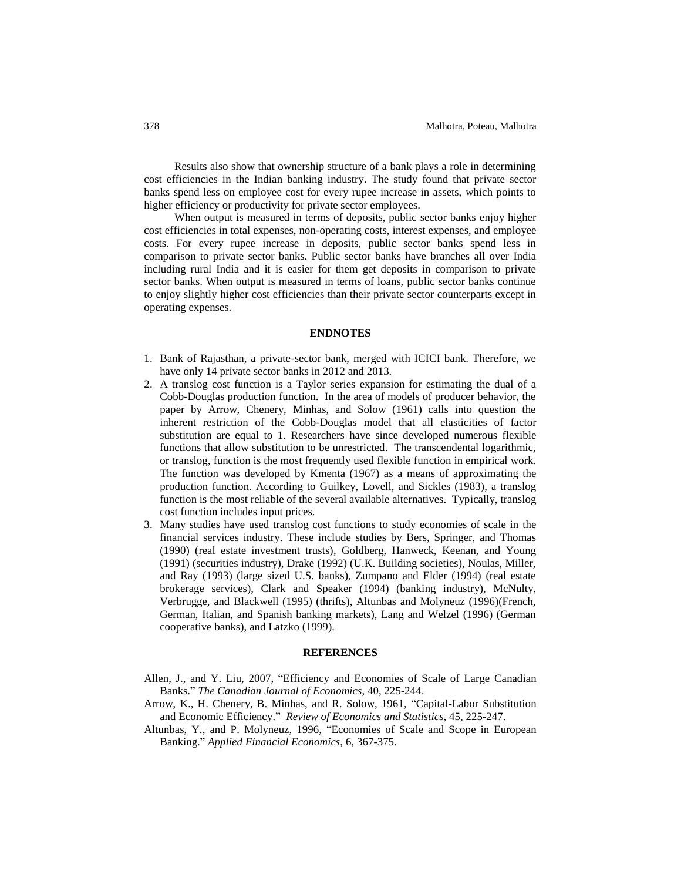Results also show that ownership structure of a bank plays a role in determining cost efficiencies in the Indian banking industry. The study found that private sector banks spend less on employee cost for every rupee increase in assets, which points to higher efficiency or productivity for private sector employees.

When output is measured in terms of deposits, public sector banks enjoy higher cost efficiencies in total expenses, non-operating costs, interest expenses, and employee costs. For every rupee increase in deposits, public sector banks spend less in comparison to private sector banks. Public sector banks have branches all over India including rural India and it is easier for them get deposits in comparison to private sector banks. When output is measured in terms of loans, public sector banks continue to enjoy slightly higher cost efficiencies than their private sector counterparts except in operating expenses.

## ENDNOTES

1. Bank of Rajasthan, a private-sector bank, merged with ICICI bank. Therefore, we have only 14 private sector banks in 2012 and 2013.
2. A translog cost function is a Taylor series expansion for estimating the dual of a Cobb-Douglas production function. In the area of models of producer behavior, the paper by Arrow, Chenery, Minhas, and Solow (1961) calls into question the inherent restriction of the Cobb-Douglas model that all elasticities of factor substitution are equal to 1. Researchers have since developed numerous flexible functions that allow substitution to be unrestricted. The transcendental logarithmic, or translog, function is the most frequently used flexible function in empirical work. The function was developed by Kmenta (1967) as a means of approximating the production function. According to Guilkey, Lovell, and Sickles (1983), a translog function is the most reliable of the several available alternatives. Typically, translog cost function includes input prices.
3. Many studies have used translog cost functions to study economies of scale in the financial services industry. These include studies by Bers, Springer, and Thomas (1990) (real estate investment trusts), Goldberg, Hanweck, Keenan, and Young (1991) (securities industry), Drake (1992) (U.K. Building societies), Noulas, Miller, and Ray (1993) (large sized U.S. banks), Zumpano and Elder (1994) (real estate brokerage services), Clark and Speaker (1994) (banking industry), McNulty, Verbrugge, and Blackwell (1995) (thrifts), Altunbas and Molyneuz (1996)(French, German, Italian, and Spanish banking markets), Lang and Welzel (1996) (German cooperative banks), and Latzko (1999).

## REFERENCES

Allen, J., and Y. Liu, 2007, "Efficiency and Economies of Scale of Large Canadian Banks." *The Canadian Journal of Economics*, 40, 225-244.

Arrow, K., H. Chenery, B. Minhas, and R. Solow, 1961, "Capital-Labor Substitution and Economic Efficiency." *Review of Economics and Statistics*, 45, 225-247.

Altunbas, Y., and P. Molyneuz, 1996, "Economies of Scale and Scope in European Banking." *Applied Financial Economics*, 6, 367-375.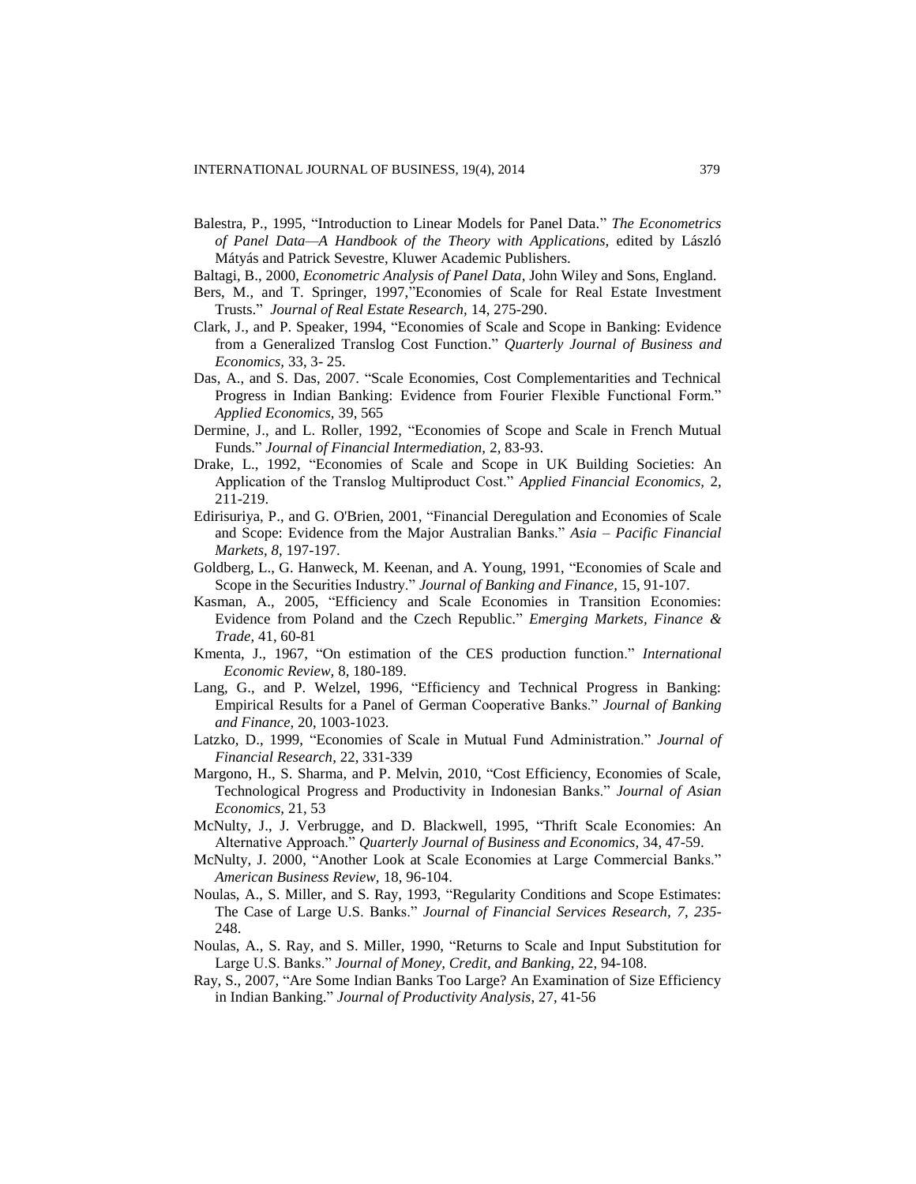Balestra, P., 1995, "Introduction to Linear Models for Panel Data." *The Econometrics of Panel Data—A Handbook of the Theory with Applications,* edited by László Mátyás and Patrick Sevestre, Kluwer Academic Publishers.

Baltagi, B., 2000, *Econometric Analysis of Panel Data*, John Wiley and Sons, England.

Bers, M., and T. Springer, 1997,"Economies of Scale for Real Estate Investment Trusts." *Journal of Real Estate Research,* 14, 275-290.

Clark, J., and P. Speaker, 1994, "Economies of Scale and Scope in Banking: Evidence from a Generalized Translog Cost Function." *Quarterly Journal of Business and Economics,* 33, 3- 25.

Das, A., and S. Das, 2007. "Scale Economies, Cost Complementarities and Technical Progress in Indian Banking: Evidence from Fourier Flexible Functional Form." *Applied Economics,* 39, 565

Dermine, J., and L. Roller, 1992, "Economies of Scope and Scale in French Mutual Funds." *Journal of Financial Intermediation,* 2, 83-93.

Drake, L., 1992, "Economies of Scale and Scope in UK Building Societies: An Application of the Translog Multiproduct Cost." *Applied Financial Economics,* 2, 211-219.

Edirisuriya, P., and G. O'Brien, 2001, "Financial Deregulation and Economies of Scale and Scope: Evidence from the Major Australian Banks." *Asia – Pacific Financial Markets, 8*, 197-197.

Goldberg, L., G. Hanweck, M. Keenan, and A. Young, 1991, "Economies of Scale and Scope in the Securities Industry." *Journal of Banking and Finance,* 15, 91-107.

Kasman, A., 2005, "Efficiency and Scale Economies in Transition Economies: Evidence from Poland and the Czech Republic." *Emerging Markets, Finance & Trade*, 41, 60-81

Kmenta, J., 1967, "On estimation of the CES production function." *International Economic Review,* 8, 180-189.

Lang, G., and P. Welzel, 1996, "Efficiency and Technical Progress in Banking: Empirical Results for a Panel of German Cooperative Banks." *Journal of Banking and Finance,* 20, 1003-1023.

Latzko, D., 1999, "Economies of Scale in Mutual Fund Administration." *Journal of Financial Research,* 22, 331-339

Margono, H., S. Sharma, and P. Melvin, 2010, "Cost Efficiency, Economies of Scale, Technological Progress and Productivity in Indonesian Banks." *Journal of Asian Economics*, 21, 53

McNulty, J., J. Verbrugge, and D. Blackwell, 1995, "Thrift Scale Economies: An Alternative Approach." *Quarterly Journal of Business and Economics,* 34, 47-59.

McNulty, J. 2000, "Another Look at Scale Economies at Large Commercial Banks." *American Business Review,* 18, 96-104.

Noulas, A., S. Miller, and S. Ray, 1993, "Regularity Conditions and Scope Estimates: The Case of Large U.S. Banks." *Journal of Financial Services Research, 7, 235-*248.

Noulas, A., S. Ray, and S. Miller, 1990, "Returns to Scale and Input Substitution for Large U.S. Banks." *Journal of Money, Credit, and Banking,* 22, 94-108.

Ray, S., 2007, "Are Some Indian Banks Too Large? An Examination of Size Efficiency in Indian Banking." *Journal of Productivity Analysis*, 27, 41-56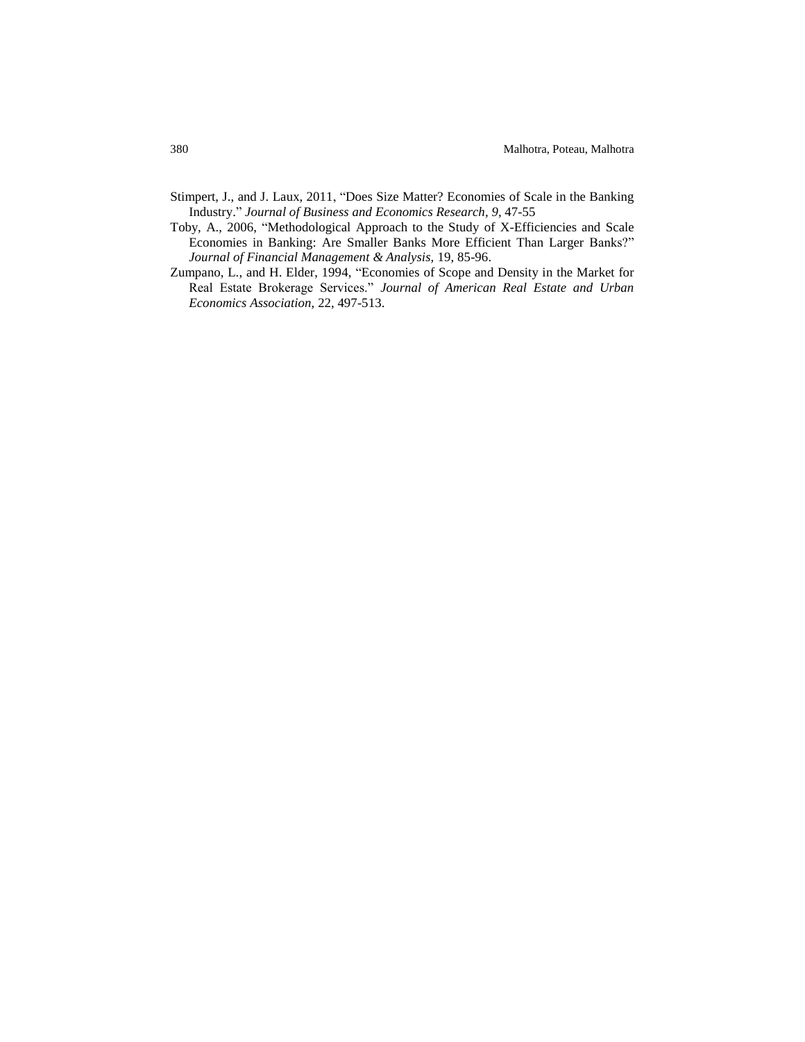Stimpert, J., and J. Laux, 2011, "Does Size Matter? Economies of Scale in the Banking Industry." *Journal of Business and Economics Research, 9,* 47-55

Toby, A., 2006, "Methodological Approach to the Study of X-Efficiencies and Scale Economies in Banking: Are Smaller Banks More Efficient Than Larger Banks?" *Journal of Financial Management & Analysis,* 19, 85-96.

Zumpano, L., and H. Elder, 1994, "Economies of Scope and Density in the Market for Real Estate Brokerage Services." *Journal of American Real Estate and Urban Economics Association,* 22, 497-513.